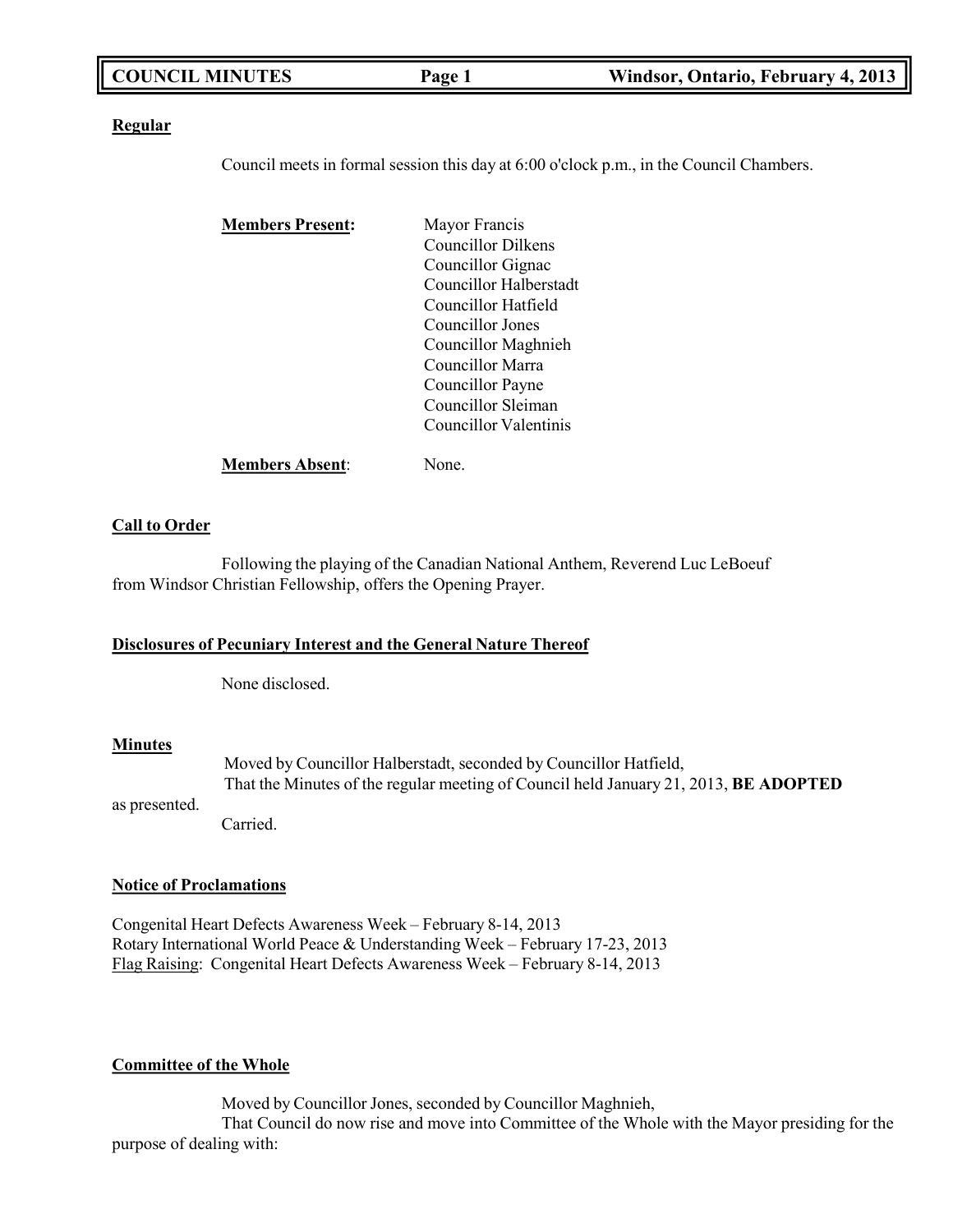**Regular**

Council meets in formal session this day at 6:00 o'clock p.m., in the Council Chambers.

**Members Present:**

Mayor Francis
Councillor Dilkens
Councillor Gignac
Councillor Halberstadt
Councillor Hatfield
Councillor Jones
Councillor Maghnieh
Councillor Marra
Councillor Payne
Councillor Sleiman
Councillor Valentinis

**Members Absent**: None.

**Call to Order**

Following the playing of the Canadian National Anthem, Reverend Luc LeBoeuf from Windsor Christian Fellowship, offers the Opening Prayer.

**Disclosures of Pecuniary Interest and the General Nature Thereof**

None disclosed.

**Minutes**

Moved by Councillor Halberstadt, seconded by Councillor Hatfield,
That the Minutes of the regular meeting of Council held January 21, 2013, **BE ADOPTED** as presented.
Carried.

**Notice of Proclamations**

Congenital Heart Defects Awareness Week – February 8-14, 2013
Rotary International World Peace & Understanding Week – February 17-23, 2013
Flag Raising: Congenital Heart Defects Awareness Week – February 8-14, 2013

**Committee of the Whole**

Moved by Councillor Jones, seconded by Councillor Maghnieh,
That Council do now rise and move into Committee of the Whole with the Mayor presiding for the purpose of dealing with: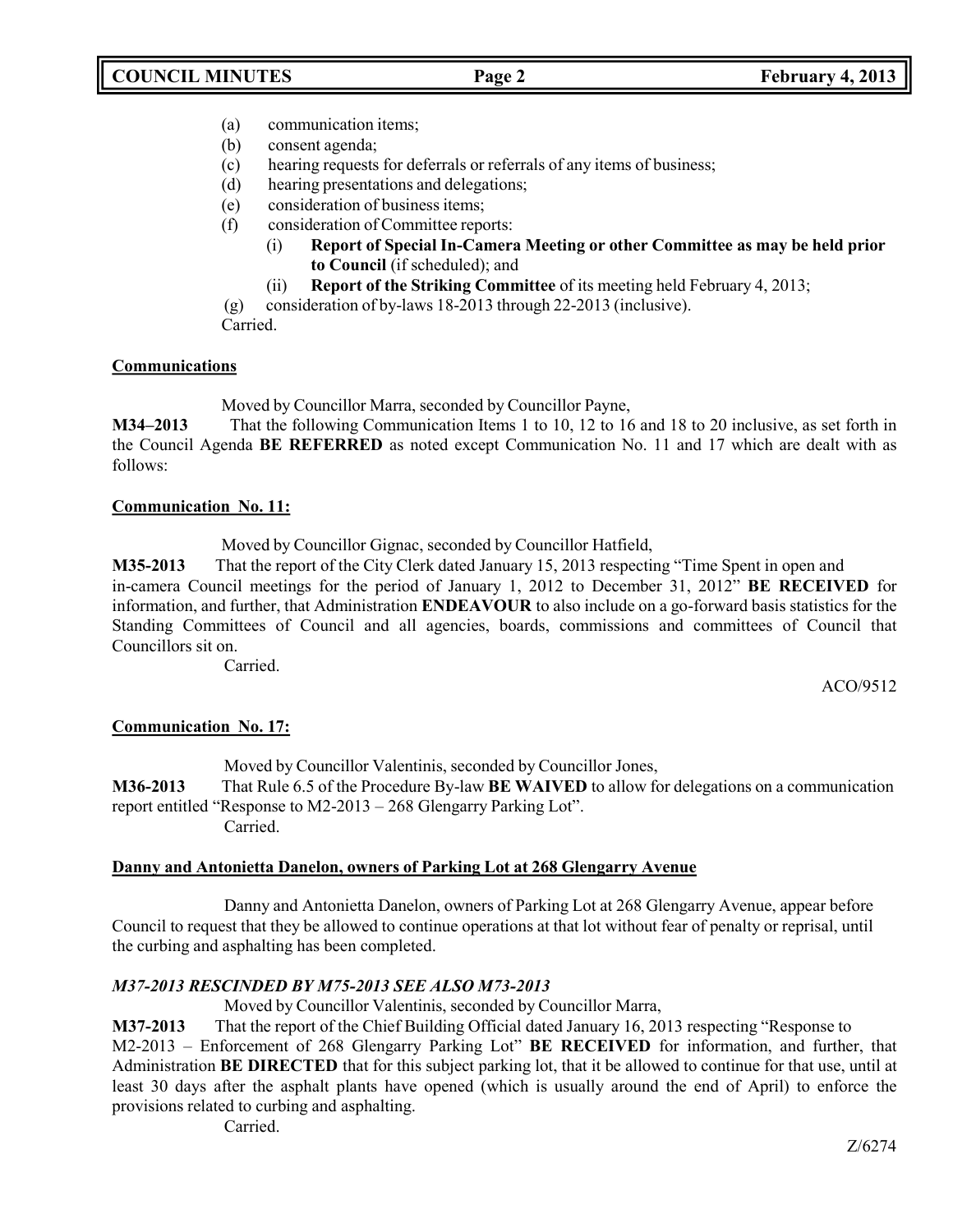(a) communication items;
(b) consent agenda;
(c) hearing requests for deferrals or referrals of any items of business;
(d) hearing presentations and delegations;
(e) consideration of business items;
(f) consideration of Committee reports:
   (i) **Report of Special In-Camera Meeting or other Committee as may be held prior to Council** (if scheduled); and
   (ii) **Report of the Striking Committee** of its meeting held February 4, 2013;
(g) consideration of by-laws 18-2013 through 22-2013 (inclusive).

Carried.

**Communications**

Moved by Councillor Marra, seconded by Councillor Payne,

**M34–2013** That the following Communication Items 1 to 10, 12 to 16 and 18 to 20 inclusive, as set forth in the Council Agenda **BE REFERRED** as noted except Communication No. 11 and 17 which are dealt with as follows:

**Communication No. 11:**

Moved by Councillor Gignac, seconded by Councillor Hatfield,

**M35-2013** That the report of the City Clerk dated January 15, 2013 respecting "Time Spent in open and in-camera Council meetings for the period of January 1, 2012 to December 31, 2012" **BE RECEIVED** for information, and further, that Administration **ENDEAVOUR** to also include on a go-forward basis statistics for the Standing Committees of Council and all agencies, boards, commissions and committees of Council that Councillors sit on.

Carried.

ACO/9512

**Communication No. 17:**

Moved by Councillor Valentinis, seconded by Councillor Jones,

**M36-2013** That Rule 6.5 of the Procedure By-law **BE WAIVED** to allow for delegations on a communication report entitled "Response to M2-2013 – 268 Glengarry Parking Lot".

Carried.

**Danny and Antonietta Danelon, owners of Parking Lot at 268 Glengarry Avenue**

Danny and Antonietta Danelon, owners of Parking Lot at 268 Glengarry Avenue, appear before Council to request that they be allowed to continue operations at that lot without fear of penalty or reprisal, until the curbing and asphalting has been completed.

***M37-2013 RESCINDED BY M75-2013 SEE ALSO M73-2013***

Moved by Councillor Valentinis, seconded by Councillor Marra,

**M37-2013** That the report of the Chief Building Official dated January 16, 2013 respecting "Response to M2-2013 – Enforcement of 268 Glengarry Parking Lot" **BE RECEIVED** for information, and further, that Administration **BE DIRECTED** that for this subject parking lot, that it be allowed to continue for that use, until at least 30 days after the asphalt plants have opened (which is usually around the end of April) to enforce the provisions related to curbing and asphalting.

Carried.

Z/6274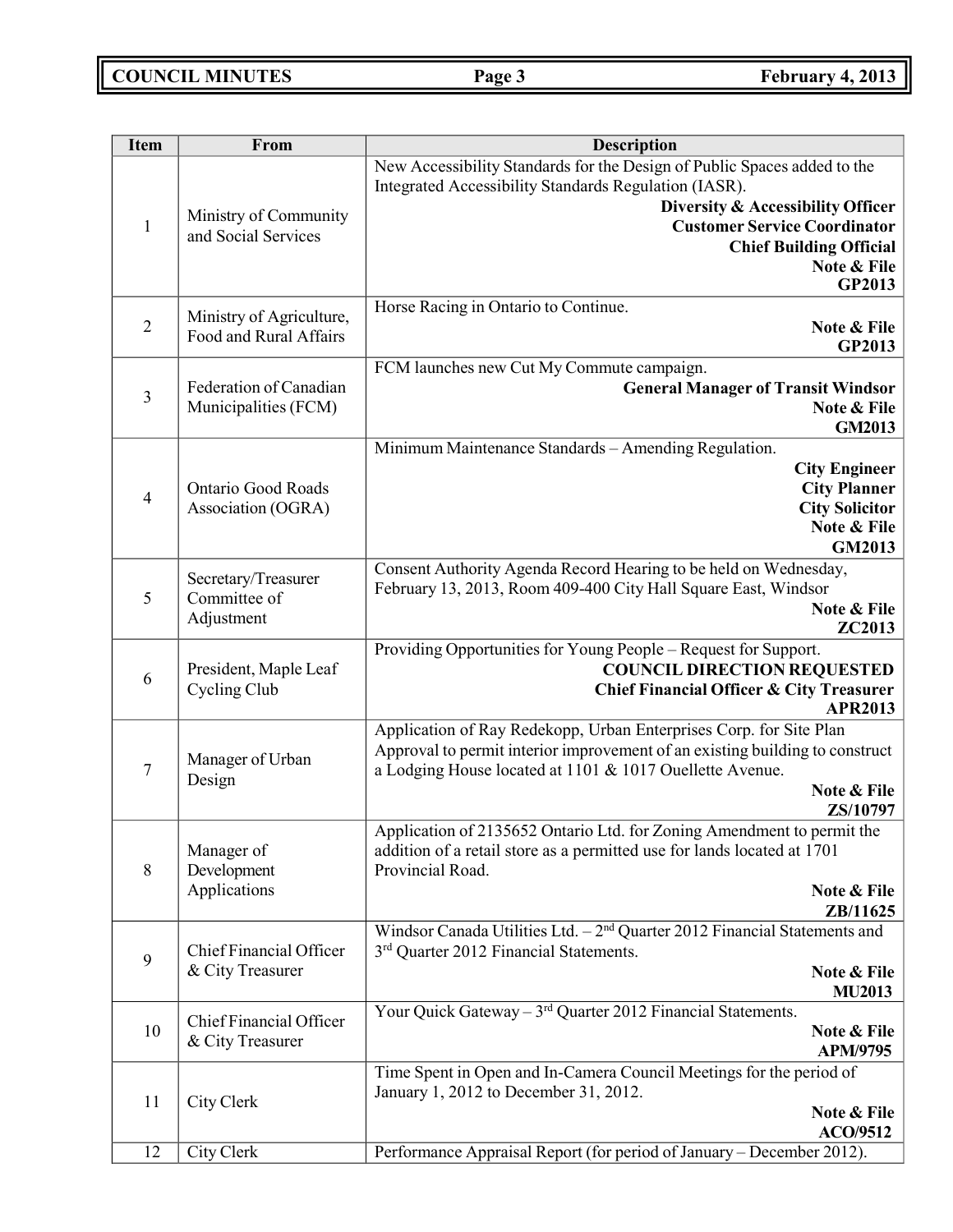| Item | From | Description |
|---|---|---|
| 1 | Ministry of Community and Social Services | New Accessibility Standards for the Design of Public Spaces added to the Integrated Accessibility Standards Regulation (IASR). **Diversity & Accessibility Officer** **Customer Service Coordinator** **Chief Building Official** **Note & File** **GP2013** |
| 2 | Ministry of Agriculture, Food and Rural Affairs | Horse Racing in Ontario to Continue. **Note & File** **GP2013** |
| 3 | Federation of Canadian Municipalities (FCM) | FCM launches new Cut My Commute campaign. **General Manager of Transit Windsor** **Note & File** **GM2013** |
| 4 | Ontario Good Roads Association (OGRA) | Minimum Maintenance Standards – Amending Regulation. **City Engineer** **City Planner** **City Solicitor** **Note & File** **GM2013** |
| 5 | Secretary/Treasurer Committee of Adjustment | Consent Authority Agenda Record Hearing to be held on Wednesday, February 13, 2013, Room 409-400 City Hall Square East, Windsor **Note & File** **ZC2013** |
| 6 | President, Maple Leaf Cycling Club | Providing Opportunities for Young People – Request for Support. **COUNCIL DIRECTION REQUESTED** **Chief Financial Officer & City Treasurer** **APR2013** |
| 7 | Manager of Urban Design | Application of Ray Redekopp, Urban Enterprises Corp. for Site Plan Approval to permit interior improvement of an existing building to construct a Lodging House located at 1101 & 1017 Ouellette Avenue. **Note & File** **ZS/10797** |
| 8 | Manager of Development Applications | Application of 2135652 Ontario Ltd. for Zoning Amendment to permit the addition of a retail store as a permitted use for lands located at 1701 Provincial Road. **Note & File** **ZB/11625** |
| 9 | Chief Financial Officer & City Treasurer | Windsor Canada Utilities Ltd. – 2nd Quarter 2012 Financial Statements and 3rd Quarter 2012 Financial Statements. **Note & File** **MU2013** |
| 10 | Chief Financial Officer & City Treasurer | Your Quick Gateway – 3rd Quarter 2012 Financial Statements. **Note & File** **APM/9795** |
| 11 | City Clerk | Time Spent in Open and In-Camera Council Meetings for the period of January 1, 2012 to December 31, 2012. **Note & File** **ACO/9512** |
| 12 | City Clerk | Performance Appraisal Report (for period of January – December 2012). |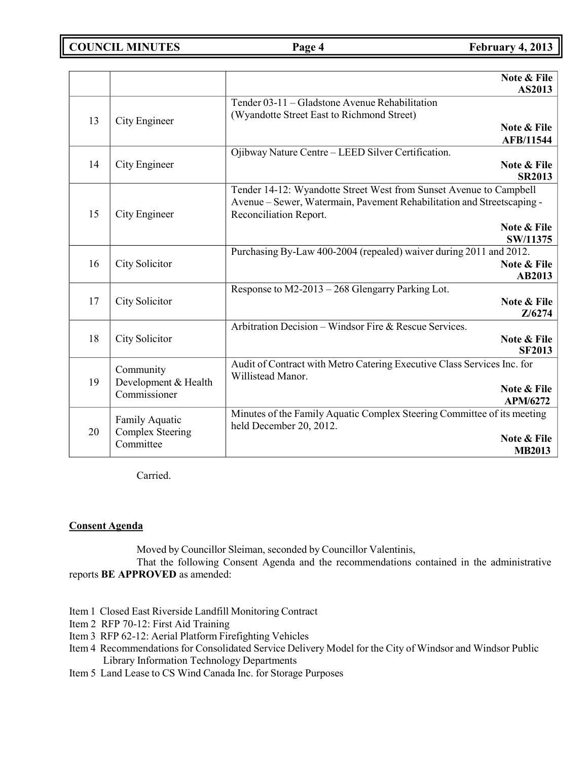| | | |
|---|---|---|
| | | **Note & File AS2013** |
| 13 | City Engineer | Tender 03-11 – Gladstone Avenue Rehabilitation (Wyandotte Street East to Richmond Street) **Note & File AFB/11544** |
| 14 | City Engineer | Ojibway Nature Centre – LEED Silver Certification. **Note & File SR2013** |
| 15 | City Engineer | Tender 14-12: Wyandotte Street West from Sunset Avenue to Campbell Avenue – Sewer, Watermain, Pavement Rehabilitation and Streetscaping - Reconciliation Report. **Note & File SW/11375** |
| 16 | City Solicitor | Purchasing By-Law 400-2004 (repealed) waiver during 2011 and 2012. **Note & File AB2013** |
| 17 | City Solicitor | Response to M2-2013 – 268 Glengarry Parking Lot. **Note & File Z/6274** |
| 18 | City Solicitor | Arbitration Decision – Windsor Fire & Rescue Services. **Note & File SF2013** |
| 19 | Community Development & Health Commissioner | Audit of Contract with Metro Catering Executive Class Services Inc. for Willistead Manor. **Note & File APM/6272** |
| 20 | Family Aquatic Complex Steering Committee | Minutes of the Family Aquatic Complex Steering Committee of its meeting held December 20, 2012. **Note & File MB2013** |

Carried.

**Consent Agenda**

Moved by Councillor Sleiman, seconded by Councillor Valentinis,

That the following Consent Agenda and the recommendations contained in the administrative reports **BE APPROVED** as amended:

Item 1 Closed East Riverside Landfill Monitoring Contract

Item 2 RFP 70-12: First Aid Training

Item 3 RFP 62-12: Aerial Platform Firefighting Vehicles

Item 4 Recommendations for Consolidated Service Delivery Model for the City of Windsor and Windsor Public Library Information Technology Departments

Item 5 Land Lease to CS Wind Canada Inc. for Storage Purposes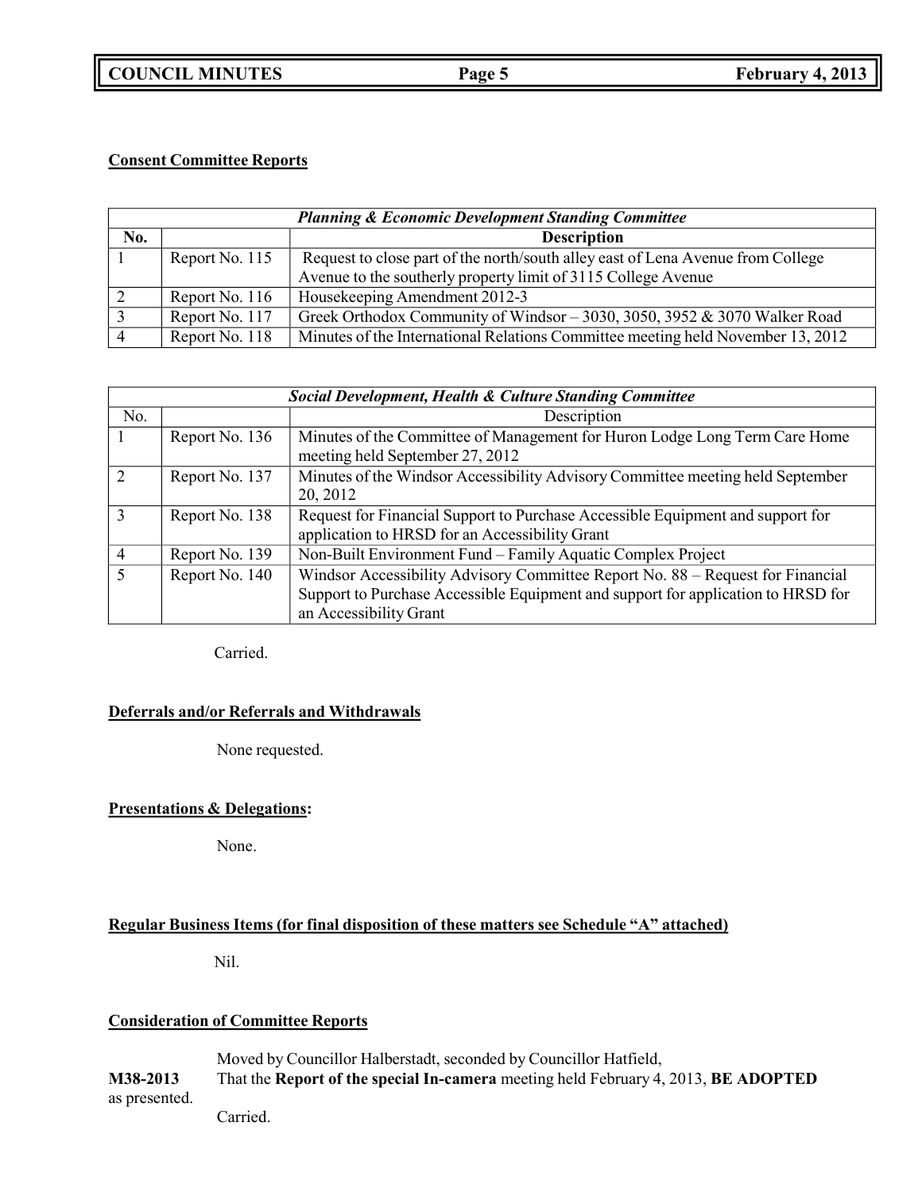**Consent Committee Reports**

| ***Planning & Economic Development Standing Committee*** | | |
|---|---|---|
| **No.** | | **Description** |
| 1 | Report No. 115 | Request to close part of the north/south alley east of Lena Avenue from College Avenue to the southerly property limit of 3115 College Avenue |
| 2 | Report No. 116 | Housekeeping Amendment 2012-3 |
| 3 | Report No. 117 | Greek Orthodox Community of Windsor – 3030, 3050, 3952 & 3070 Walker Road |
| 4 | Report No. 118 | Minutes of the International Relations Committee meeting held November 13, 2012 |

| ***Social Development, Health & Culture Standing Committee*** | | |
|---|---|---|
| No. | | Description |
| 1 | Report No. 136 | Minutes of the Committee of Management for Huron Lodge Long Term Care Home meeting held September 27, 2012 |
| 2 | Report No. 137 | Minutes of the Windsor Accessibility Advisory Committee meeting held September 20, 2012 |
| 3 | Report No. 138 | Request for Financial Support to Purchase Accessible Equipment and support for application to HRSD for an Accessibility Grant |
| 4 | Report No. 139 | Non-Built Environment Fund – Family Aquatic Complex Project |
| 5 | Report No. 140 | Windsor Accessibility Advisory Committee Report No. 88 – Request for Financial Support to Purchase Accessible Equipment and support for application to HRSD for an Accessibility Grant |

Carried.

**Deferrals and/or Referrals and Withdrawals**

None requested.

**Presentations & Delegations:**

None.

**Regular Business Items (for final disposition of these matters see Schedule "A" attached)**

Nil.

**Consideration of Committee Reports**

Moved by Councillor Halberstadt, seconded by Councillor Hatfield,

**M38-2013** That the **Report of the special In-camera** meeting held February 4, 2013, **BE ADOPTED** as presented.

Carried.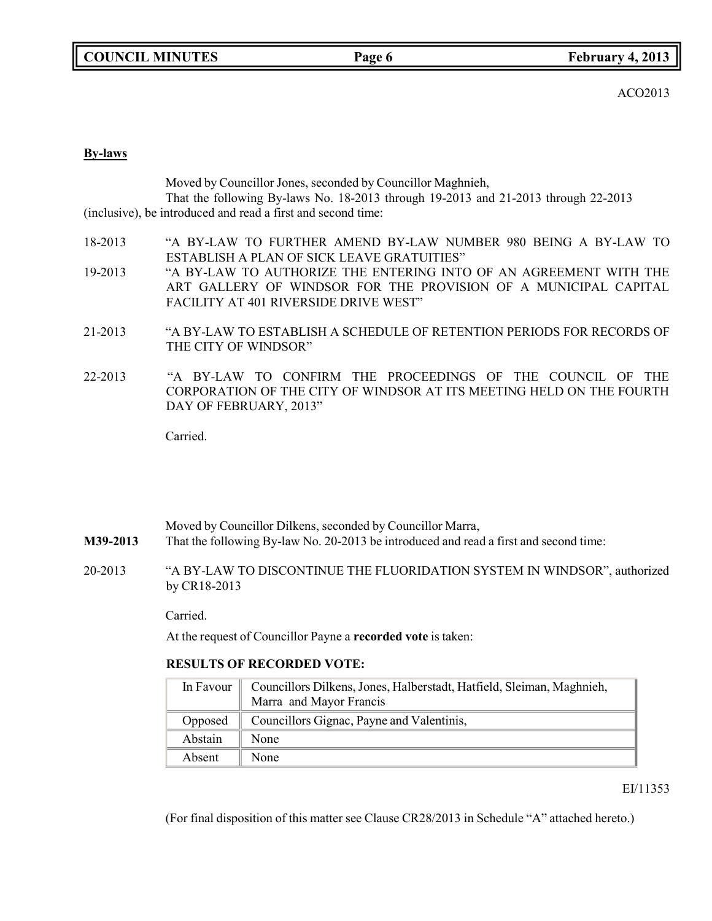ACO2013

**By-laws**

Moved by Councillor Jones, seconded by Councillor Maghnieh,

That the following By-laws No. 18-2013 through 19-2013 and 21-2013 through 22-2013 (inclusive), be introduced and read a first and second time:

18-2013 "A BY-LAW TO FURTHER AMEND BY-LAW NUMBER 980 BEING A BY-LAW TO ESTABLISH A PLAN OF SICK LEAVE GRATUITIES"

19-2013 "A BY-LAW TO AUTHORIZE THE ENTERING INTO OF AN AGREEMENT WITH THE ART GALLERY OF WINDSOR FOR THE PROVISION OF A MUNICIPAL CAPITAL FACILITY AT 401 RIVERSIDE DRIVE WEST"

21-2013 "A BY-LAW TO ESTABLISH A SCHEDULE OF RETENTION PERIODS FOR RECORDS OF THE CITY OF WINDSOR"

22-2013 "A BY-LAW TO CONFIRM THE PROCEEDINGS OF THE COUNCIL OF THE CORPORATION OF THE CITY OF WINDSOR AT ITS MEETING HELD ON THE FOURTH DAY OF FEBRUARY, 2013"

Carried.

Moved by Councillor Dilkens, seconded by Councillor Marra,

**M39-2013** That the following By-law No. 20-2013 be introduced and read a first and second time:

20-2013 "A BY-LAW TO DISCONTINUE THE FLUORIDATION SYSTEM IN WINDSOR", authorized by CR18-2013

Carried.

At the request of Councillor Payne a **recorded vote** is taken:

**RESULTS OF RECORDED VOTE:**

| In Favour | Councillors Dilkens, Jones, Halberstadt, Hatfield, Sleiman, Maghnieh, Marra and Mayor Francis |
|---|---|
| Opposed | Councillors Gignac, Payne and Valentinis, |
| Abstain | None |
| Absent | None |

EI/11353

(For final disposition of this matter see Clause CR28/2013 in Schedule "A" attached hereto.)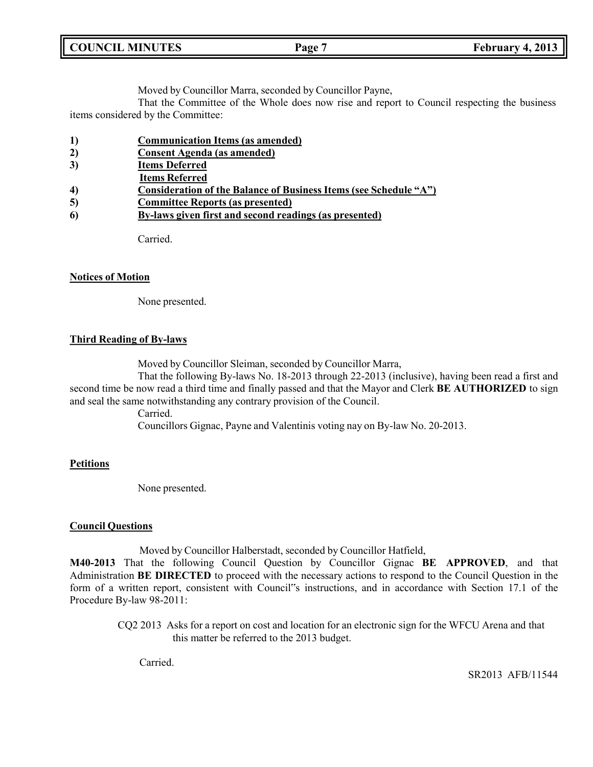Moved by Councillor Marra, seconded by Councillor Payne,

That the Committee of the Whole does now rise and report to Council respecting the business items considered by the Committee:

1) **Communication Items (as amended)**
2) **Consent Agenda (as amended)**
3) **Items Deferred**
   **Items Referred**
4) **Consideration of the Balance of Business Items (see Schedule "A")**
5) **Committee Reports (as presented)**
6) **By-laws given first and second readings (as presented)**

Carried.

**Notices of Motion**

None presented.

**Third Reading of By-laws**

Moved by Councillor Sleiman, seconded by Councillor Marra,

That the following By-laws No. 18-2013 through 22-2013 (inclusive), having been read a first and second time be now read a third time and finally passed and that the Mayor and Clerk **BE AUTHORIZED** to sign and seal the same notwithstanding any contrary provision of the Council.

Carried.

Councillors Gignac, Payne and Valentinis voting nay on By-law No. 20-2013.

**Petitions**

None presented.

**Council Questions**

Moved by Councillor Halberstadt, seconded by Councillor Hatfield,

**M40-2013** That the following Council Question by Councillor Gignac **BE APPROVED**, and that Administration **BE DIRECTED** to proceed with the necessary actions to respond to the Council Question in the form of a written report, consistent with Council"s instructions, and in accordance with Section 17.1 of the Procedure By-law 98-2011:

CQ2 2013 Asks for a report on cost and location for an electronic sign for the WFCU Arena and that this matter be referred to the 2013 budget.

Carried.

SR2013 AFB/11544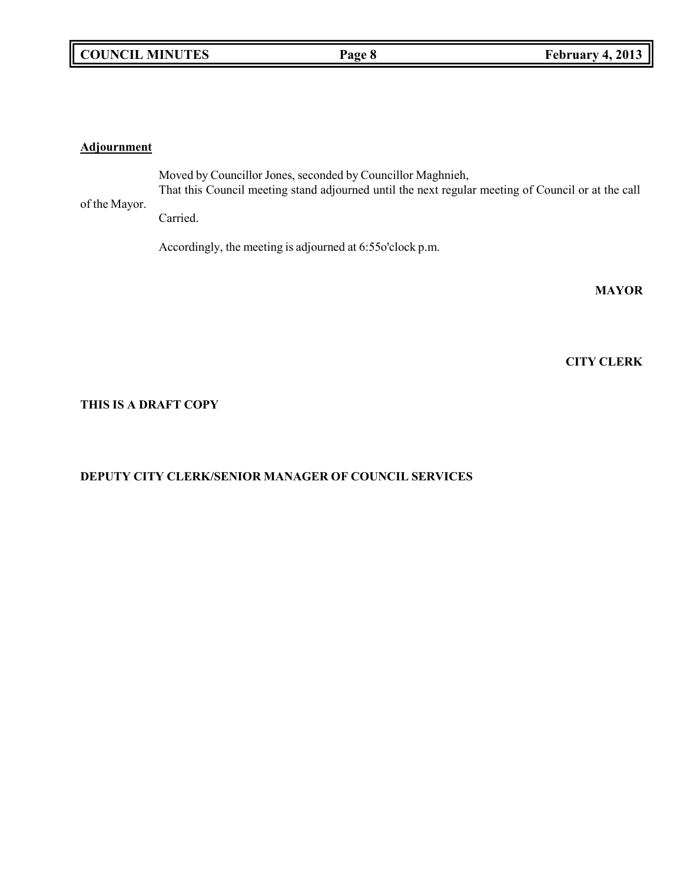**Adjournment**

Moved by Councillor Jones, seconded by Councillor Maghnieh,

That this Council meeting stand adjourned until the next regular meeting of Council or at the call of the Mayor.

Carried.

Accordingly, the meeting is adjourned at 6:55o'clock p.m.

**MAYOR**

**CITY CLERK**

**THIS IS A DRAFT COPY**

**DEPUTY CITY CLERK/SENIOR MANAGER OF COUNCIL SERVICES**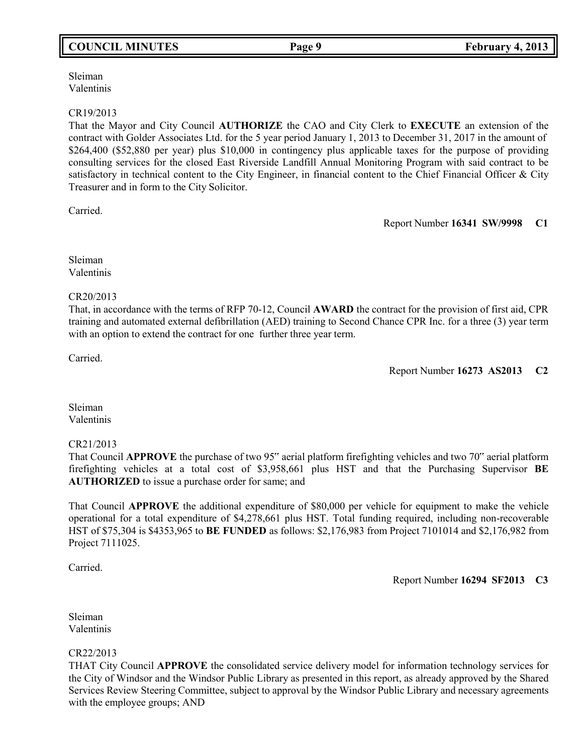Sleiman
Valentinis

CR19/2013
That the Mayor and City Council **AUTHORIZE** the CAO and City Clerk to **EXECUTE** an extension of the contract with Golder Associates Ltd. for the 5 year period January 1, 2013 to December 31, 2017 in the amount of $264,400 ($52,880 per year) plus $10,000 in contingency plus applicable taxes for the purpose of providing consulting services for the closed East Riverside Landfill Annual Monitoring Program with said contract to be satisfactory in technical content to the City Engineer, in financial content to the Chief Financial Officer & City Treasurer and in form to the City Solicitor.

Carried.

Report Number **16341 SW/9998 C1**

Sleiman
Valentinis

CR20/2013
That, in accordance with the terms of RFP 70-12, Council **AWARD** the contract for the provision of first aid, CPR training and automated external defibrillation (AED) training to Second Chance CPR Inc. for a three (3) year term with an option to extend the contract for one further three year term.

Carried.

Report Number **16273 AS2013 C2**

Sleiman
Valentinis

CR21/2013
That Council **APPROVE** the purchase of two 95" aerial platform firefighting vehicles and two 70" aerial platform firefighting vehicles at a total cost of $3,958,661 plus HST and that the Purchasing Supervisor **BE AUTHORIZED** to issue a purchase order for same; and

That Council **APPROVE** the additional expenditure of $80,000 per vehicle for equipment to make the vehicle operational for a total expenditure of $4,278,661 plus HST. Total funding required, including non-recoverable HST of $75,304 is $4353,965 to **BE FUNDED** as follows: $2,176,983 from Project 7101014 and $2,176,982 from Project 7111025.

Carried.

Report Number **16294 SF2013 C3**

Sleiman
Valentinis

CR22/2013
THAT City Council **APPROVE** the consolidated service delivery model for information technology services for the City of Windsor and the Windsor Public Library as presented in this report, as already approved by the Shared Services Review Steering Committee, subject to approval by the Windsor Public Library and necessary agreements with the employee groups; AND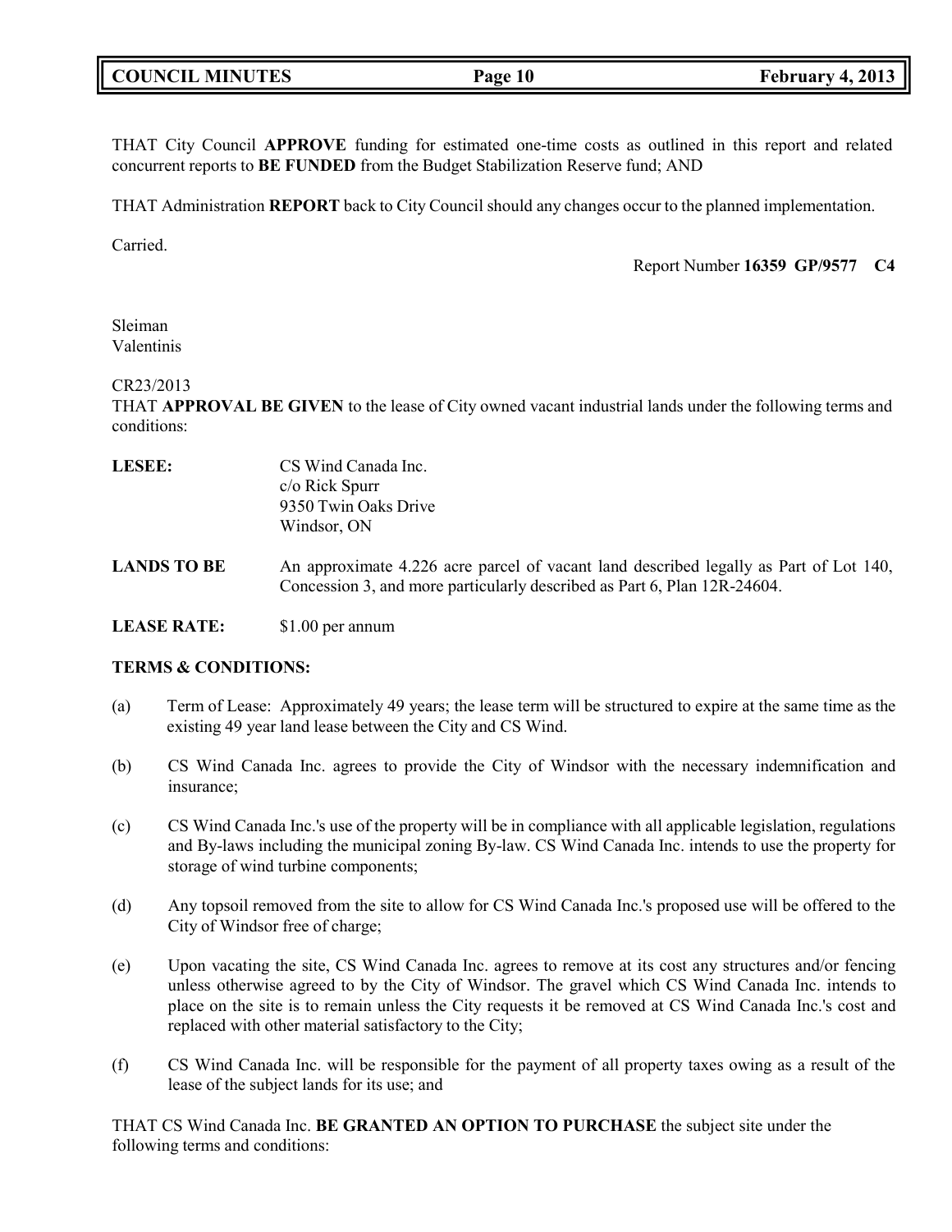THAT City Council **APPROVE** funding for estimated one-time costs as outlined in this report and related concurrent reports to **BE FUNDED** from the Budget Stabilization Reserve fund; AND

THAT Administration **REPORT** back to City Council should any changes occur to the planned implementation.

Carried.

Report Number **16359 GP/9577 C4**

Sleiman
Valentinis

CR23/2013
THAT **APPROVAL BE GIVEN** to the lease of City owned vacant industrial lands under the following terms and conditions:

**LESEE:** CS Wind Canada Inc.
c/o Rick Spurr
9350 Twin Oaks Drive
Windsor, ON

**LANDS TO BE** An approximate 4.226 acre parcel of vacant land described legally as Part of Lot 140, Concession 3, and more particularly described as Part 6, Plan 12R-24604.

**LEASE RATE:** $1.00 per annum

**TERMS & CONDITIONS:**

(a) Term of Lease: Approximately 49 years; the lease term will be structured to expire at the same time as the existing 49 year land lease between the City and CS Wind.

(b) CS Wind Canada Inc. agrees to provide the City of Windsor with the necessary indemnification and insurance;

(c) CS Wind Canada Inc.'s use of the property will be in compliance with all applicable legislation, regulations and By-laws including the municipal zoning By-law. CS Wind Canada Inc. intends to use the property for storage of wind turbine components;

(d) Any topsoil removed from the site to allow for CS Wind Canada Inc.'s proposed use will be offered to the City of Windsor free of charge;

(e) Upon vacating the site, CS Wind Canada Inc. agrees to remove at its cost any structures and/or fencing unless otherwise agreed to by the City of Windsor. The gravel which CS Wind Canada Inc. intends to place on the site is to remain unless the City requests it be removed at CS Wind Canada Inc.'s cost and replaced with other material satisfactory to the City;

(f) CS Wind Canada Inc. will be responsible for the payment of all property taxes owing as a result of the lease of the subject lands for its use; and

THAT CS Wind Canada Inc. **BE GRANTED AN OPTION TO PURCHASE** the subject site under the following terms and conditions: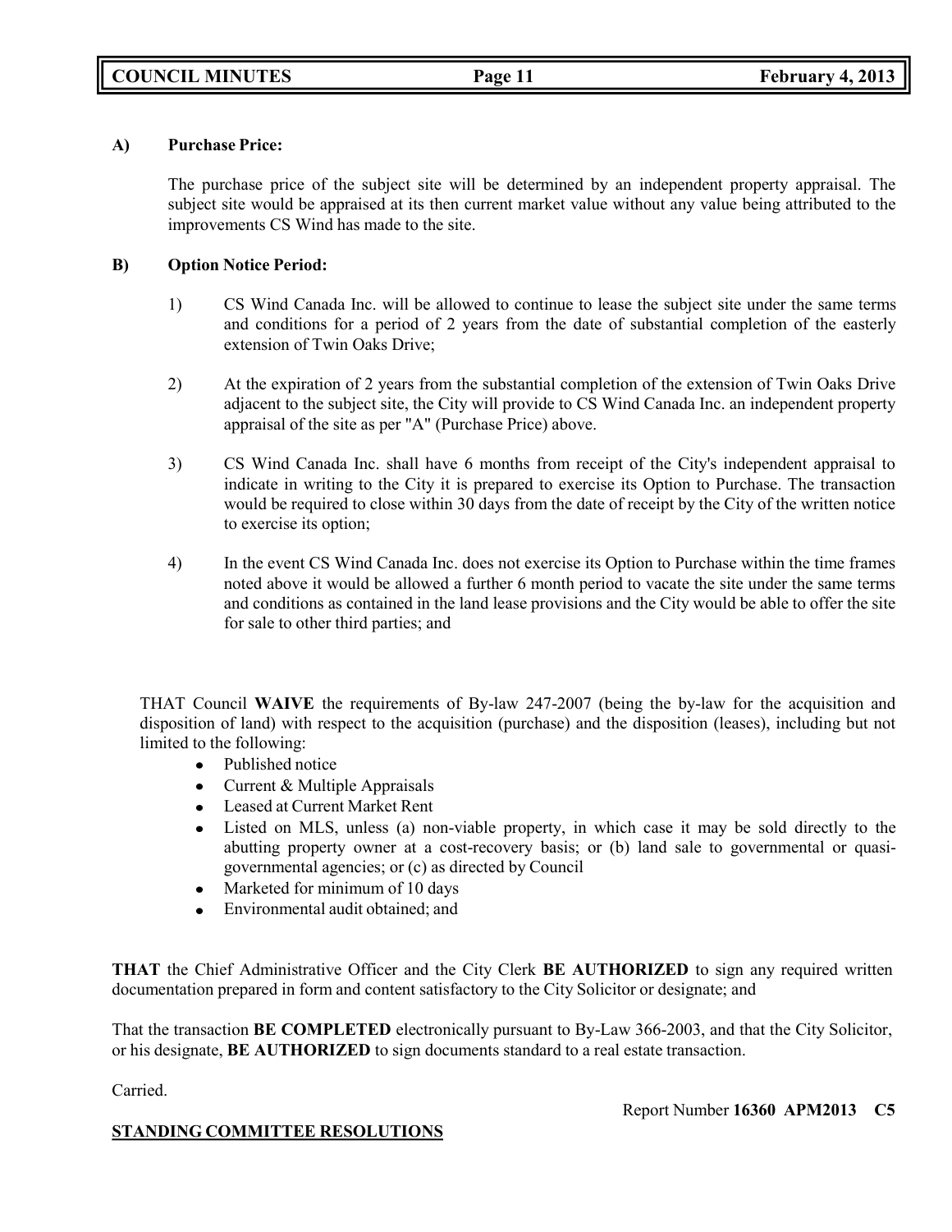**A) Purchase Price:**

The purchase price of the subject site will be determined by an independent property appraisal. The subject site would be appraised at its then current market value without any value being attributed to the improvements CS Wind has made to the site.

**B) Option Notice Period:**

1) CS Wind Canada Inc. will be allowed to continue to lease the subject site under the same terms and conditions for a period of 2 years from the date of substantial completion of the easterly extension of Twin Oaks Drive;

2) At the expiration of 2 years from the substantial completion of the extension of Twin Oaks Drive adjacent to the subject site, the City will provide to CS Wind Canada Inc. an independent property appraisal of the site as per "A" (Purchase Price) above.

3) CS Wind Canada Inc. shall have 6 months from receipt of the City's independent appraisal to indicate in writing to the City it is prepared to exercise its Option to Purchase. The transaction would be required to close within 30 days from the date of receipt by the City of the written notice to exercise its option;

4) In the event CS Wind Canada Inc. does not exercise its Option to Purchase within the time frames noted above it would be allowed a further 6 month period to vacate the site under the same terms and conditions as contained in the land lease provisions and the City would be able to offer the site for sale to other third parties; and

THAT Council **WAIVE** the requirements of By-law 247-2007 (being the by-law for the acquisition and disposition of land) with respect to the acquisition (purchase) and the disposition (leases), including but not limited to the following:

- Published notice
- Current & Multiple Appraisals
- Leased at Current Market Rent
- Listed on MLS, unless (a) non-viable property, in which case it may be sold directly to the abutting property owner at a cost-recovery basis; or (b) land sale to governmental or quasi-governmental agencies; or (c) as directed by Council
- Marketed for minimum of 10 days
- Environmental audit obtained; and

**THAT** the Chief Administrative Officer and the City Clerk **BE AUTHORIZED** to sign any required written documentation prepared in form and content satisfactory to the City Solicitor or designate; and

That the transaction **BE COMPLETED** electronically pursuant to By-Law 366-2003, and that the City Solicitor, or his designate, **BE AUTHORIZED** to sign documents standard to a real estate transaction.

Carried.

Report Number **16360 APM2013 C5**

**STANDING COMMITTEE RESOLUTIONS**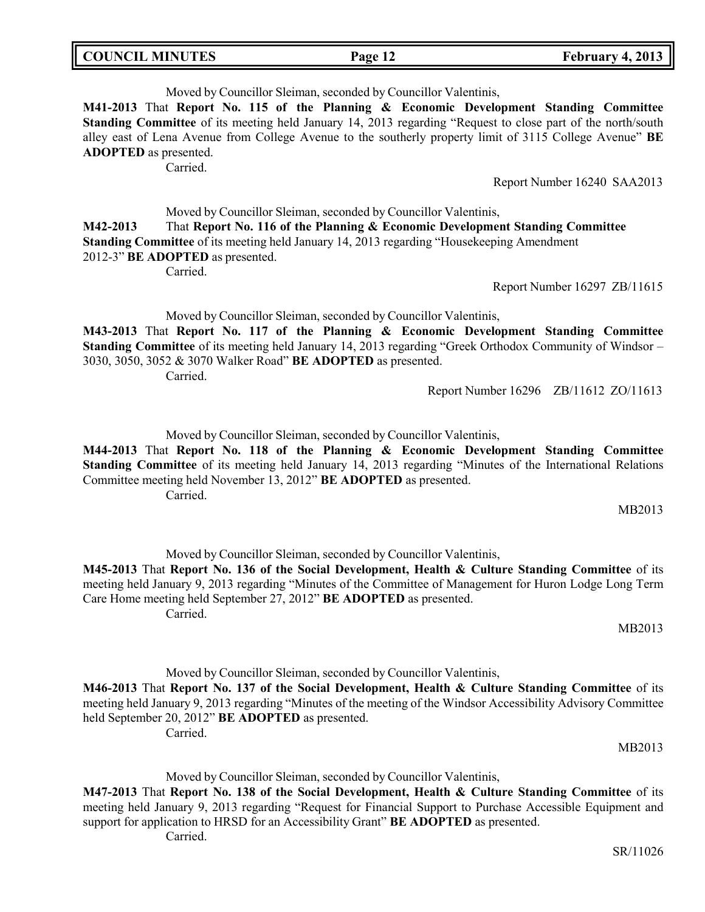Moved by Councillor Sleiman, seconded by Councillor Valentinis,

**M41-2013** That **Report No. 115 of the Planning & Economic Development Standing Committee Standing Committee** of its meeting held January 14, 2013 regarding "Request to close part of the north/south alley east of Lena Avenue from College Avenue to the southerly property limit of 3115 College Avenue" **BE ADOPTED** as presented.

Carried.

Report Number 16240 SAA2013

Moved by Councillor Sleiman, seconded by Councillor Valentinis,

**M42-2013** That **Report No. 116 of the Planning & Economic Development Standing Committee Standing Committee** of its meeting held January 14, 2013 regarding "Housekeeping Amendment 2012-3" **BE ADOPTED** as presented.

Carried.

Report Number 16297 ZB/11615

Moved by Councillor Sleiman, seconded by Councillor Valentinis,

**M43-2013** That **Report No. 117 of the Planning & Economic Development Standing Committee Standing Committee** of its meeting held January 14, 2013 regarding "Greek Orthodox Community of Windsor – 3030, 3050, 3052 & 3070 Walker Road" **BE ADOPTED** as presented.

Carried.

Report Number 16296 ZB/11612 ZO/11613

Moved by Councillor Sleiman, seconded by Councillor Valentinis,

**M44-2013** That **Report No. 118 of the Planning & Economic Development Standing Committee Standing Committee** of its meeting held January 14, 2013 regarding "Minutes of the International Relations Committee meeting held November 13, 2012" **BE ADOPTED** as presented.

Carried.

MB2013

Moved by Councillor Sleiman, seconded by Councillor Valentinis,

**M45-2013** That **Report No. 136 of the Social Development, Health & Culture Standing Committee** of its meeting held January 9, 2013 regarding "Minutes of the Committee of Management for Huron Lodge Long Term Care Home meeting held September 27, 2012" **BE ADOPTED** as presented.

Carried.

MB2013

Moved by Councillor Sleiman, seconded by Councillor Valentinis,

**M46-2013** That **Report No. 137 of the Social Development, Health & Culture Standing Committee** of its meeting held January 9, 2013 regarding "Minutes of the meeting of the Windsor Accessibility Advisory Committee held September 20, 2012" **BE ADOPTED** as presented.

Carried.

MB2013

Moved by Councillor Sleiman, seconded by Councillor Valentinis,

**M47-2013** That **Report No. 138 of the Social Development, Health & Culture Standing Committee** of its meeting held January 9, 2013 regarding "Request for Financial Support to Purchase Accessible Equipment and support for application to HRSD for an Accessibility Grant" **BE ADOPTED** as presented.

Carried.

SR/11026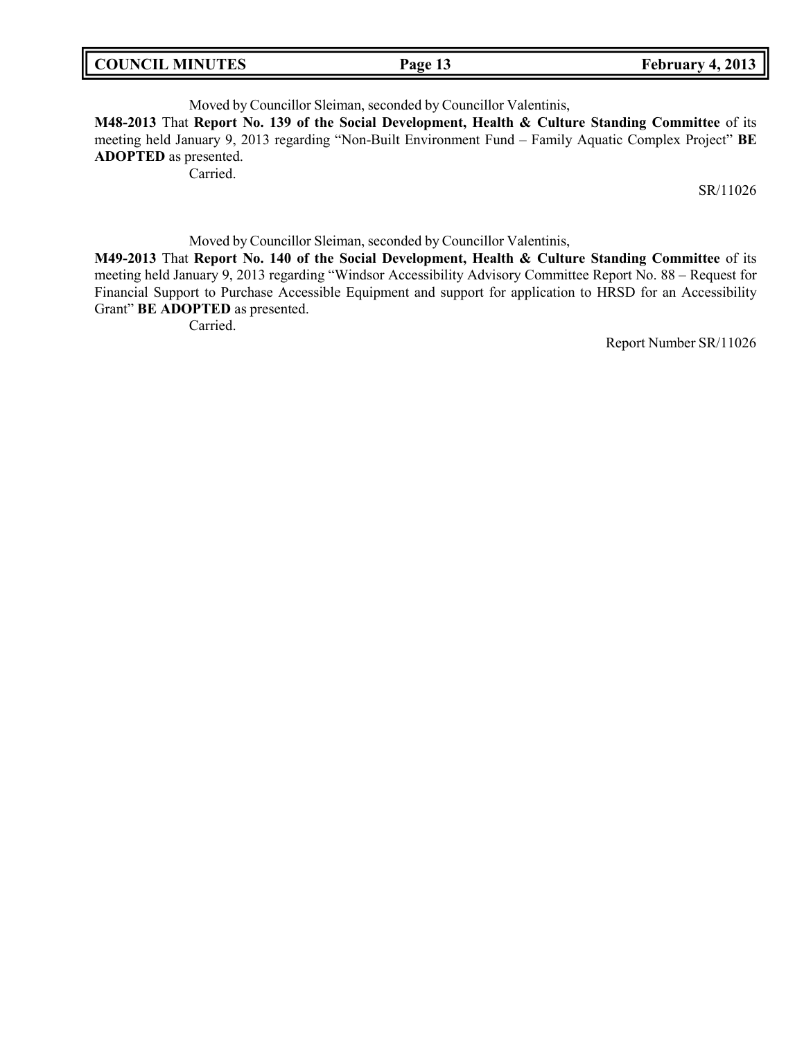Moved by Councillor Sleiman, seconded by Councillor Valentinis,

**M48-2013** That **Report No. 139 of the Social Development, Health & Culture Standing Committee** of its meeting held January 9, 2013 regarding "Non-Built Environment Fund – Family Aquatic Complex Project" **BE ADOPTED** as presented.

Carried.

SR/11026

Moved by Councillor Sleiman, seconded by Councillor Valentinis,

**M49-2013** That **Report No. 140 of the Social Development, Health & Culture Standing Committee** of its meeting held January 9, 2013 regarding "Windsor Accessibility Advisory Committee Report No. 88 – Request for Financial Support to Purchase Accessible Equipment and support for application to HRSD for an Accessibility Grant" **BE ADOPTED** as presented.

Carried.

Report Number SR/11026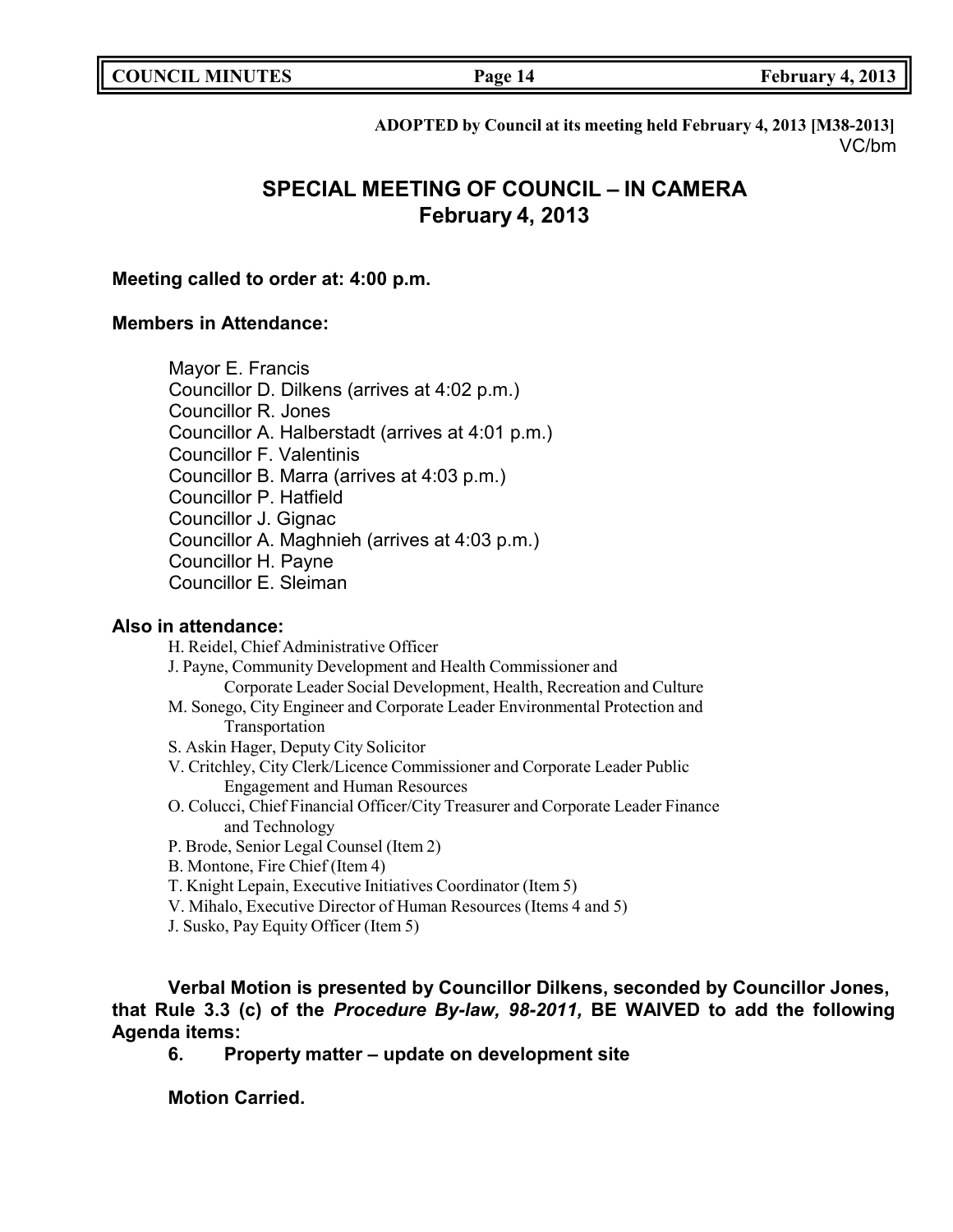**ADOPTED by Council at its meeting held February 4, 2013 [M38-2013]**
VC/bm

# SPECIAL MEETING OF COUNCIL – IN CAMERA
## February 4, 2013

**Meeting called to order at: 4:00 p.m.**

**Members in Attendance:**

Mayor E. Francis
Councillor D. Dilkens (arrives at 4:02 p.m.)
Councillor R. Jones
Councillor A. Halberstadt (arrives at 4:01 p.m.)
Councillor F. Valentinis
Councillor B. Marra (arrives at 4:03 p.m.)
Councillor P. Hatfield
Councillor J. Gignac
Councillor A. Maghnieh (arrives at 4:03 p.m.)
Councillor H. Payne
Councillor E. Sleiman

**Also in attendance:**

H. Reidel, Chief Administrative Officer
J. Payne, Community Development and Health Commissioner and Corporate Leader Social Development, Health, Recreation and Culture
M. Sonego, City Engineer and Corporate Leader Environmental Protection and Transportation
S. Askin Hager, Deputy City Solicitor
V. Critchley, City Clerk/Licence Commissioner and Corporate Leader Public Engagement and Human Resources
O. Colucci, Chief Financial Officer/City Treasurer and Corporate Leader Finance and Technology
P. Brode, Senior Legal Counsel (Item 2)
B. Montone, Fire Chief (Item 4)
T. Knight Lepain, Executive Initiatives Coordinator (Item 5)
V. Mihalo, Executive Director of Human Resources (Items 4 and 5)
J. Susko, Pay Equity Officer (Item 5)

**Verbal Motion is presented by Councillor Dilkens, seconded by Councillor Jones, that Rule 3.3 (c) of the *Procedure By-law, 98-2011,* BE WAIVED to add the following Agenda items:**

**6. Property matter – update on development site**

**Motion Carried.**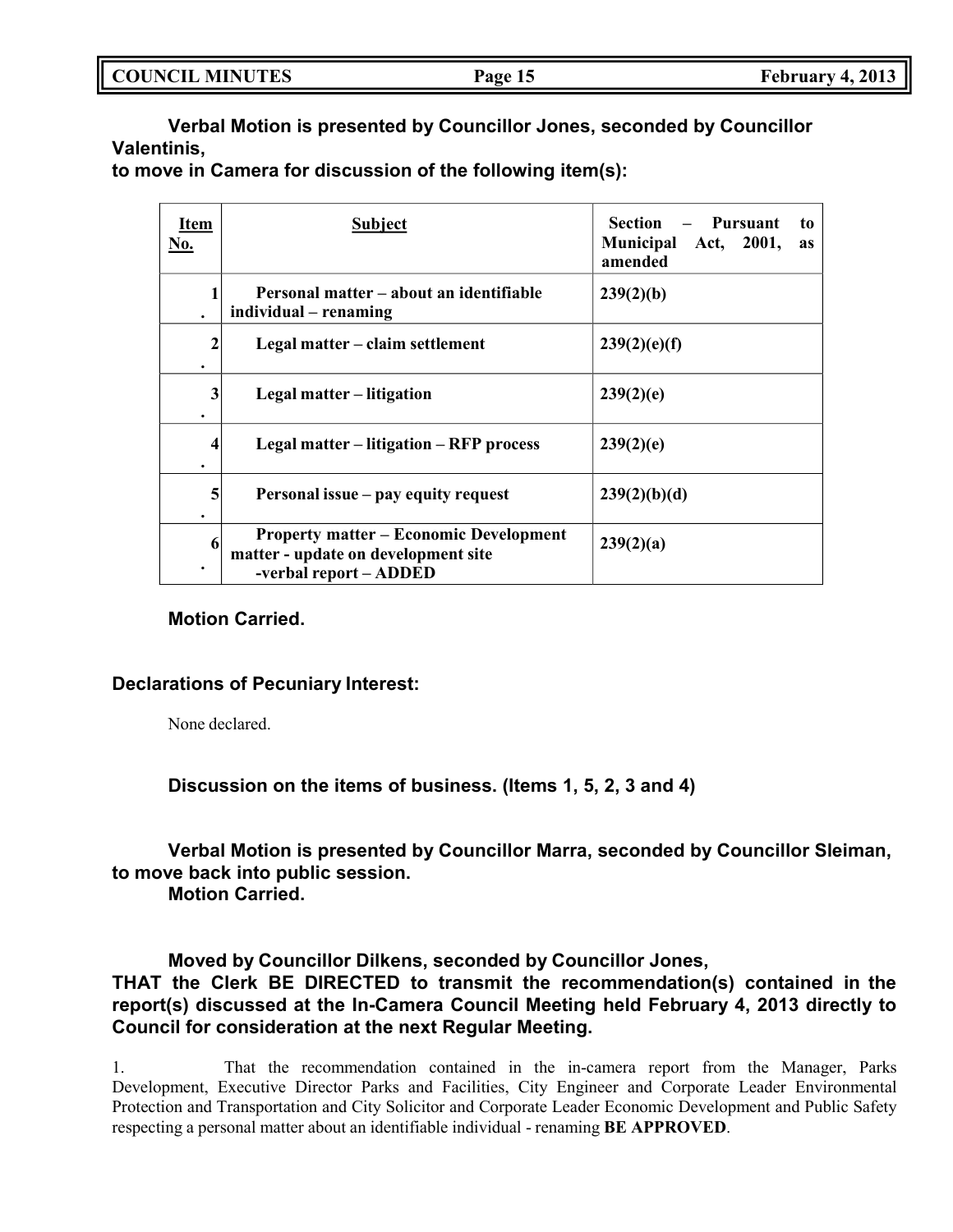**Verbal Motion is presented by Councillor Jones, seconded by Councillor Valentinis,**
**to move in Camera for discussion of the following item(s):**

| Item No. | Subject | Section – Pursuant to Municipal Act, 2001, as amended |
|---|---|---|
| 1. | Personal matter – about an identifiable individual – renaming | 239(2)(b) |
| 2. | Legal matter – claim settlement | 239(2)(e)(f) |
| 3. | Legal matter – litigation | 239(2)(e) |
| 4. | Legal matter – litigation – RFP process | 239(2)(e) |
| 5. | Personal issue – pay equity request | 239(2)(b)(d) |
| 6. | Property matter – Economic Development matter - update on development site -verbal report – ADDED | 239(2)(a) |

**Motion Carried.**

**Declarations of Pecuniary Interest:**

None declared.

**Discussion on the items of business. (Items 1, 5, 2, 3 and 4)**

**Verbal Motion is presented by Councillor Marra, seconded by Councillor Sleiman, to move back into public session.**
**Motion Carried.**

**Moved by Councillor Dilkens, seconded by Councillor Jones,**
**THAT the Clerk BE DIRECTED to transmit the recommendation(s) contained in the report(s) discussed at the In-Camera Council Meeting held February 4, 2013 directly to Council for consideration at the next Regular Meeting.**

1. That the recommendation contained in the in-camera report from the Manager, Parks Development, Executive Director Parks and Facilities, City Engineer and Corporate Leader Environmental Protection and Transportation and City Solicitor and Corporate Leader Economic Development and Public Safety respecting a personal matter about an identifiable individual - renaming **BE APPROVED**.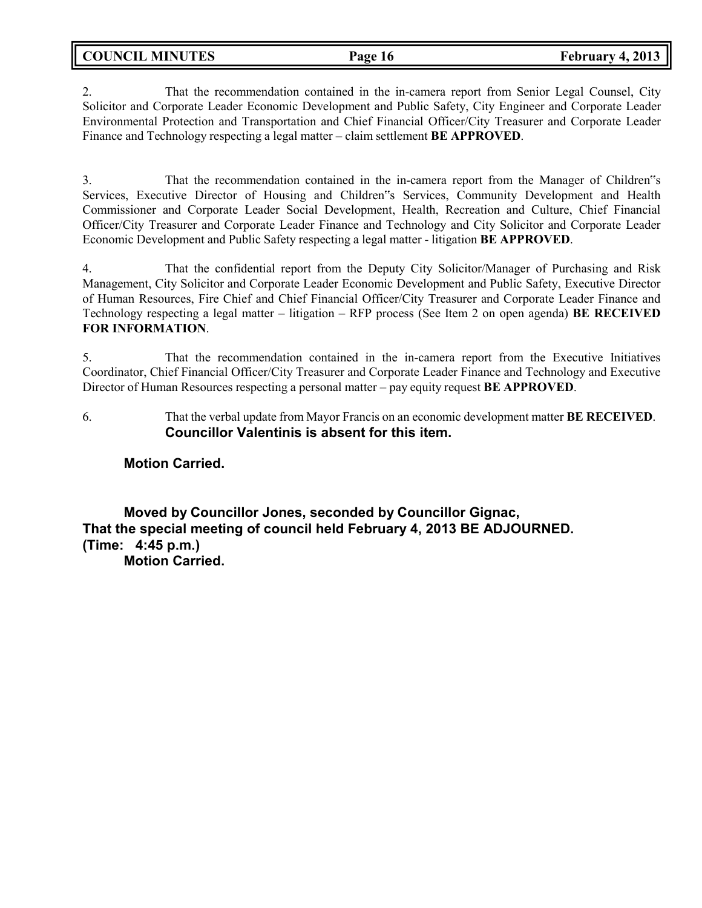2. That the recommendation contained in the in-camera report from Senior Legal Counsel, City Solicitor and Corporate Leader Economic Development and Public Safety, City Engineer and Corporate Leader Environmental Protection and Transportation and Chief Financial Officer/City Treasurer and Corporate Leader Finance and Technology respecting a legal matter – claim settlement **BE APPROVED**.

3. That the recommendation contained in the in-camera report from the Manager of Children"s Services, Executive Director of Housing and Children"s Services, Community Development and Health Commissioner and Corporate Leader Social Development, Health, Recreation and Culture, Chief Financial Officer/City Treasurer and Corporate Leader Finance and Technology and City Solicitor and Corporate Leader Economic Development and Public Safety respecting a legal matter - litigation **BE APPROVED**.

4. That the confidential report from the Deputy City Solicitor/Manager of Purchasing and Risk Management, City Solicitor and Corporate Leader Economic Development and Public Safety, Executive Director of Human Resources, Fire Chief and Chief Financial Officer/City Treasurer and Corporate Leader Finance and Technology respecting a legal matter – litigation – RFP process (See Item 2 on open agenda) **BE RECEIVED FOR INFORMATION**.

5. That the recommendation contained in the in-camera report from the Executive Initiatives Coordinator, Chief Financial Officer/City Treasurer and Corporate Leader Finance and Technology and Executive Director of Human Resources respecting a personal matter – pay equity request **BE APPROVED**.

6. That the verbal update from Mayor Francis on an economic development matter **BE RECEIVED**.
**Councillor Valentinis is absent for this item.**

**Motion Carried.**

**Moved by Councillor Jones, seconded by Councillor Gignac,**
**That the special meeting of council held February 4, 2013 BE ADJOURNED.**
**(Time: 4:45 p.m.)**
**Motion Carried.**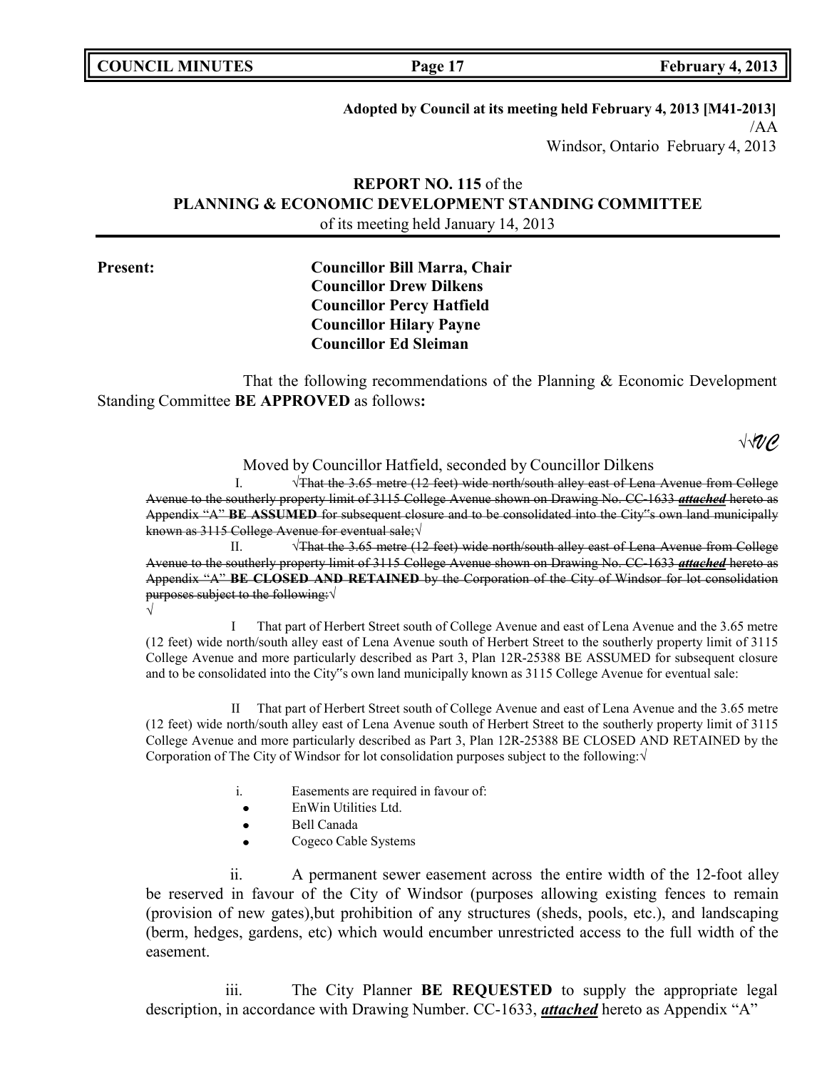**Adopted by Council at its meeting held February 4, 2013 [M41-2013]**
/AA
Windsor, Ontario February 4, 2013

**REPORT NO. 115** of the
**PLANNING & ECONOMIC DEVELOPMENT STANDING COMMITTEE**
of its meeting held January 14, 2013

**Present:** **Councillor Bill Marra, Chair**
**Councillor Drew Dilkens**
**Councillor Percy Hatfield**
**Councillor Hilary Payne**
**Councillor Ed Sleiman**

That the following recommendations of the Planning & Economic Development Standing Committee **BE APPROVED** as follows**:**

√√*VC*

Moved by Councillor Hatfield, seconded by Councillor Dilkens

I. √~~That the 3.65 metre (12 feet) wide north/south alley east of Lena Avenue from College Avenue to the southerly property limit of 3115 College Avenue shown on Drawing No. CC-1633 ***attached*** hereto as Appendix "A" **BE ASSUMED** for subsequent closure and to be consolidated into the City"s own land municipally known as 3115 College Avenue for eventual sale;~~√

II. √~~That the 3.65 metre (12 feet) wide north/south alley east of Lena Avenue from College Avenue to the southerly property limit of 3115 College Avenue shown on Drawing No. CC-1633 ***attached*** hereto as Appendix "A" **BE CLOSED AND RETAINED** by the Corporation of the City of Windsor for lot consolidation purposes subject to the following:~~√
√

I That part of Herbert Street south of College Avenue and east of Lena Avenue and the 3.65 metre (12 feet) wide north/south alley east of Lena Avenue south of Herbert Street to the southerly property limit of 3115 College Avenue and more particularly described as Part 3, Plan 12R-25388 BE ASSUMED for subsequent closure and to be consolidated into the City"s own land municipally known as 3115 College Avenue for eventual sale:

II That part of Herbert Street south of College Avenue and east of Lena Avenue and the 3.65 metre (12 feet) wide north/south alley east of Lena Avenue south of Herbert Street to the southerly property limit of 3115 College Avenue and more particularly described as Part 3, Plan 12R-25388 BE CLOSED AND RETAINED by the Corporation of The City of Windsor for lot consolidation purposes subject to the following:√

i. Easements are required in favour of:
- EnWin Utilities Ltd.
- Bell Canada
- Cogeco Cable Systems

ii. A permanent sewer easement across the entire width of the 12-foot alley be reserved in favour of the City of Windsor (purposes allowing existing fences to remain (provision of new gates),but prohibition of any structures (sheds, pools, etc.), and landscaping (berm, hedges, gardens, etc) which would encumber unrestricted access to the full width of the easement.

iii. The City Planner **BE REQUESTED** to supply the appropriate legal description, in accordance with Drawing Number. CC-1633, ***attached*** hereto as Appendix "A"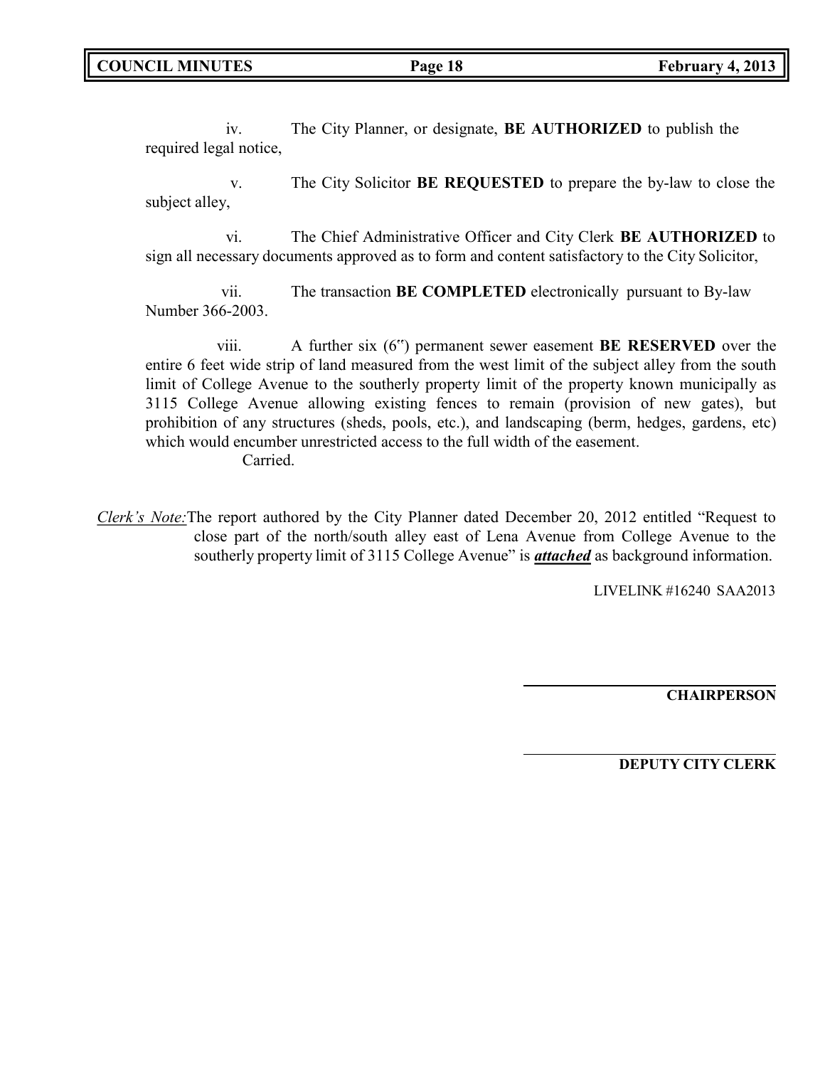iv. The City Planner, or designate, **BE AUTHORIZED** to publish the required legal notice,

v. The City Solicitor **BE REQUESTED** to prepare the by-law to close the subject alley,

vi. The Chief Administrative Officer and City Clerk **BE AUTHORIZED** to sign all necessary documents approved as to form and content satisfactory to the City Solicitor,

vii. The transaction **BE COMPLETED** electronically pursuant to By-law Number 366-2003.

viii. A further six (6‟) permanent sewer easement **BE RESERVED** over the entire 6 feet wide strip of land measured from the west limit of the subject alley from the south limit of College Avenue to the southerly property limit of the property known municipally as 3115 College Avenue allowing existing fences to remain (provision of new gates), but prohibition of any structures (sheds, pools, etc.), and landscaping (berm, hedges, gardens, etc) which would encumber unrestricted access to the full width of the easement.

Carried.

*Clerk's Note:* The report authored by the City Planner dated December 20, 2012 entitled "Request to close part of the north/south alley east of Lena Avenue from College Avenue to the southerly property limit of 3115 College Avenue" is ***attached*** as background information.

LIVELINK #16240 SAA2013

**CHAIRPERSON**

**DEPUTY CITY CLERK**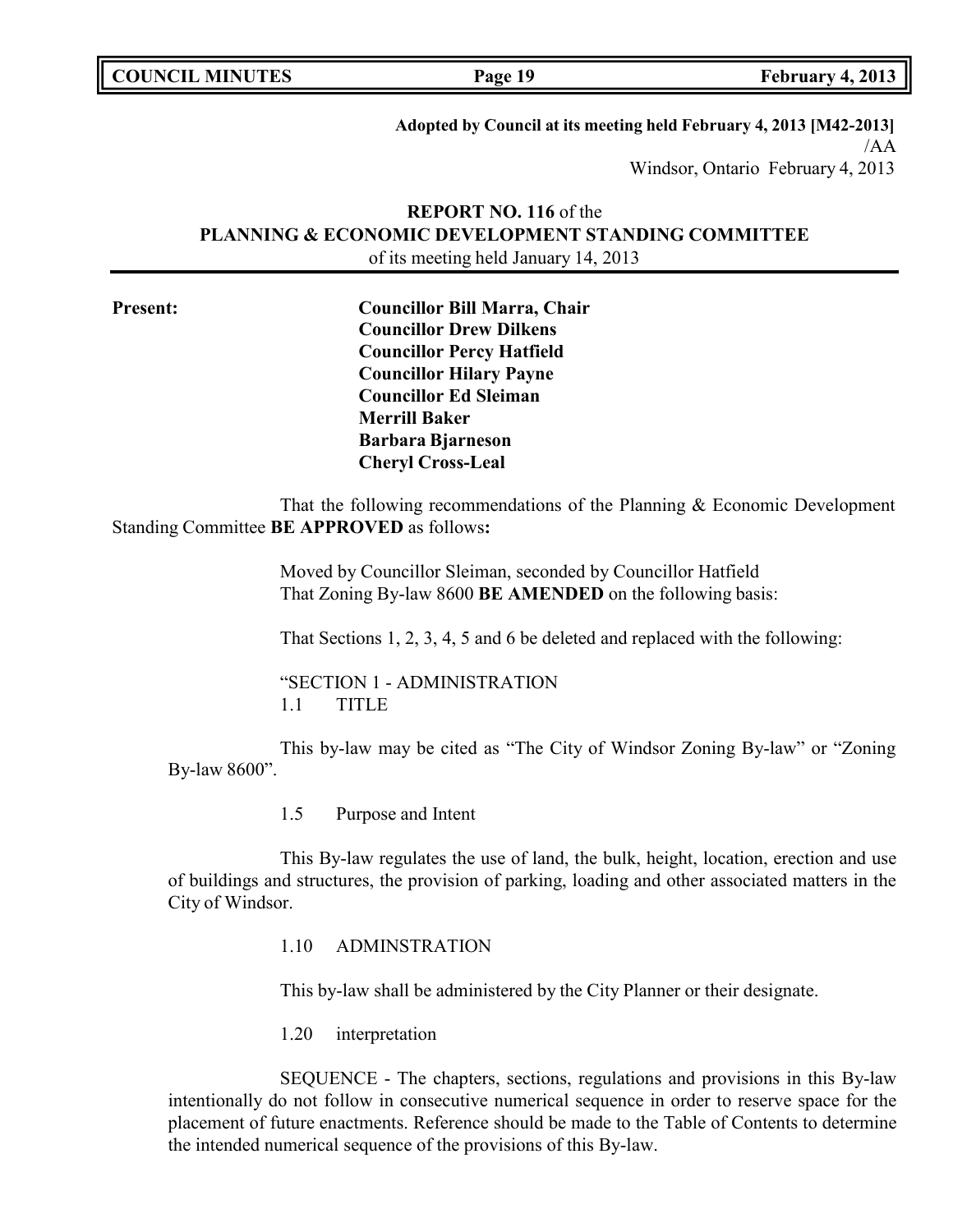**Adopted by Council at its meeting held February 4, 2013 [M42-2013]**
/AA
Windsor, Ontario February 4, 2013

**REPORT NO. 116** of the
**PLANNING & ECONOMIC DEVELOPMENT STANDING COMMITTEE**
of its meeting held January 14, 2013

**Present:**

**Councillor Bill Marra, Chair**
**Councillor Drew Dilkens**
**Councillor Percy Hatfield**
**Councillor Hilary Payne**
**Councillor Ed Sleiman**
**Merrill Baker**
**Barbara Bjarneson**
**Cheryl Cross-Leal**

That the following recommendations of the Planning & Economic Development Standing Committee **BE APPROVED** as follows**:**

Moved by Councillor Sleiman, seconded by Councillor Hatfield
That Zoning By-law 8600 **BE AMENDED** on the following basis:

That Sections 1, 2, 3, 4, 5 and 6 be deleted and replaced with the following:

"SECTION 1 - ADMINISTRATION
1.1 TITLE

This by-law may be cited as "The City of Windsor Zoning By-law" or "Zoning By-law 8600".

1.5 Purpose and Intent

This By-law regulates the use of land, the bulk, height, location, erection and use of buildings and structures, the provision of parking, loading and other associated matters in the City of Windsor.

1.10 ADMINSTRATION

This by-law shall be administered by the City Planner or their designate.

1.20 interpretation

SEQUENCE - The chapters, sections, regulations and provisions in this By-law intentionally do not follow in consecutive numerical sequence in order to reserve space for the placement of future enactments. Reference should be made to the Table of Contents to determine the intended numerical sequence of the provisions of this By-law.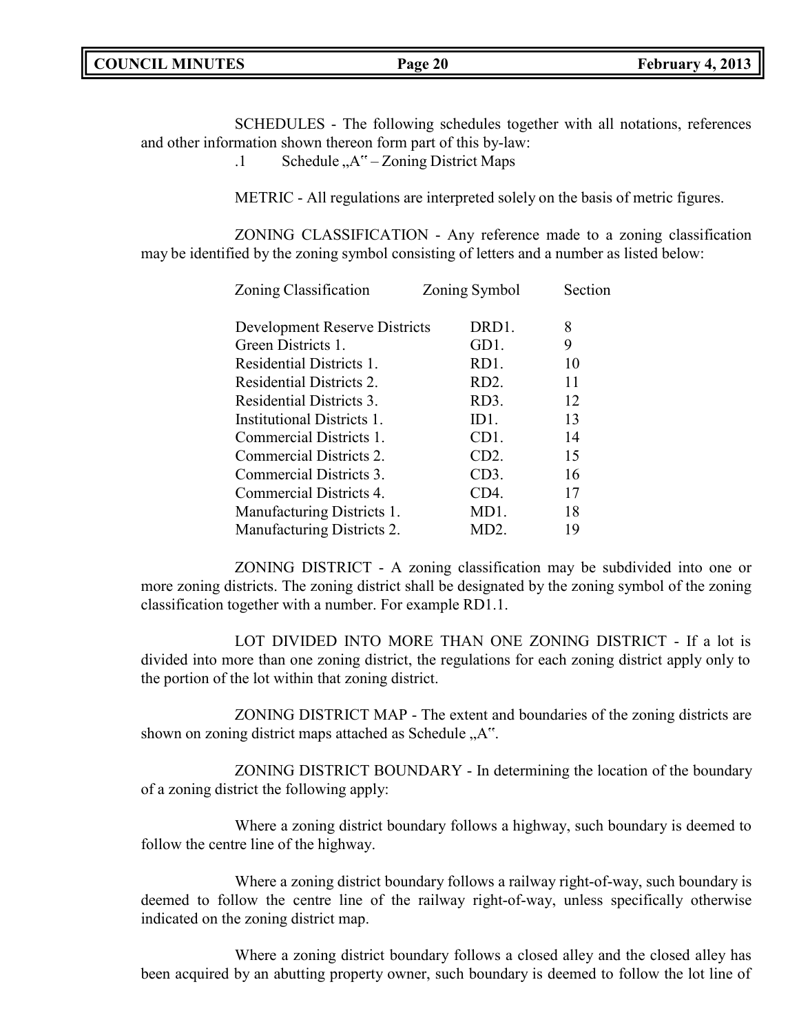SCHEDULES - The following schedules together with all notations, references and other information shown thereon form part of this by-law:

.1 Schedule „A" – Zoning District Maps

METRIC - All regulations are interpreted solely on the basis of metric figures.

ZONING CLASSIFICATION - Any reference made to a zoning classification may be identified by the zoning symbol consisting of letters and a number as listed below:

| Zoning Classification | Zoning Symbol | Section |
|---|---|---|
| Development Reserve Districts | DRD1. | 8 |
| Green Districts 1. | GD1. | 9 |
| Residential Districts 1. | RD1. | 10 |
| Residential Districts 2. | RD2. | 11 |
| Residential Districts 3. | RD3. | 12 |
| Institutional Districts 1. | ID1. | 13 |
| Commercial Districts 1. | CD1. | 14 |
| Commercial Districts 2. | CD2. | 15 |
| Commercial Districts 3. | CD3. | 16 |
| Commercial Districts 4. | CD4. | 17 |
| Manufacturing Districts 1. | MD1. | 18 |
| Manufacturing Districts 2. | MD2. | 19 |

ZONING DISTRICT - A zoning classification may be subdivided into one or more zoning districts. The zoning district shall be designated by the zoning symbol of the zoning classification together with a number. For example RD1.1.

LOT DIVIDED INTO MORE THAN ONE ZONING DISTRICT - If a lot is divided into more than one zoning district, the regulations for each zoning district apply only to the portion of the lot within that zoning district.

ZONING DISTRICT MAP - The extent and boundaries of the zoning districts are shown on zoning district maps attached as Schedule „A".

ZONING DISTRICT BOUNDARY - In determining the location of the boundary of a zoning district the following apply:

Where a zoning district boundary follows a highway, such boundary is deemed to follow the centre line of the highway.

Where a zoning district boundary follows a railway right-of-way, such boundary is deemed to follow the centre line of the railway right-of-way, unless specifically otherwise indicated on the zoning district map.

Where a zoning district boundary follows a closed alley and the closed alley has been acquired by an abutting property owner, such boundary is deemed to follow the lot line of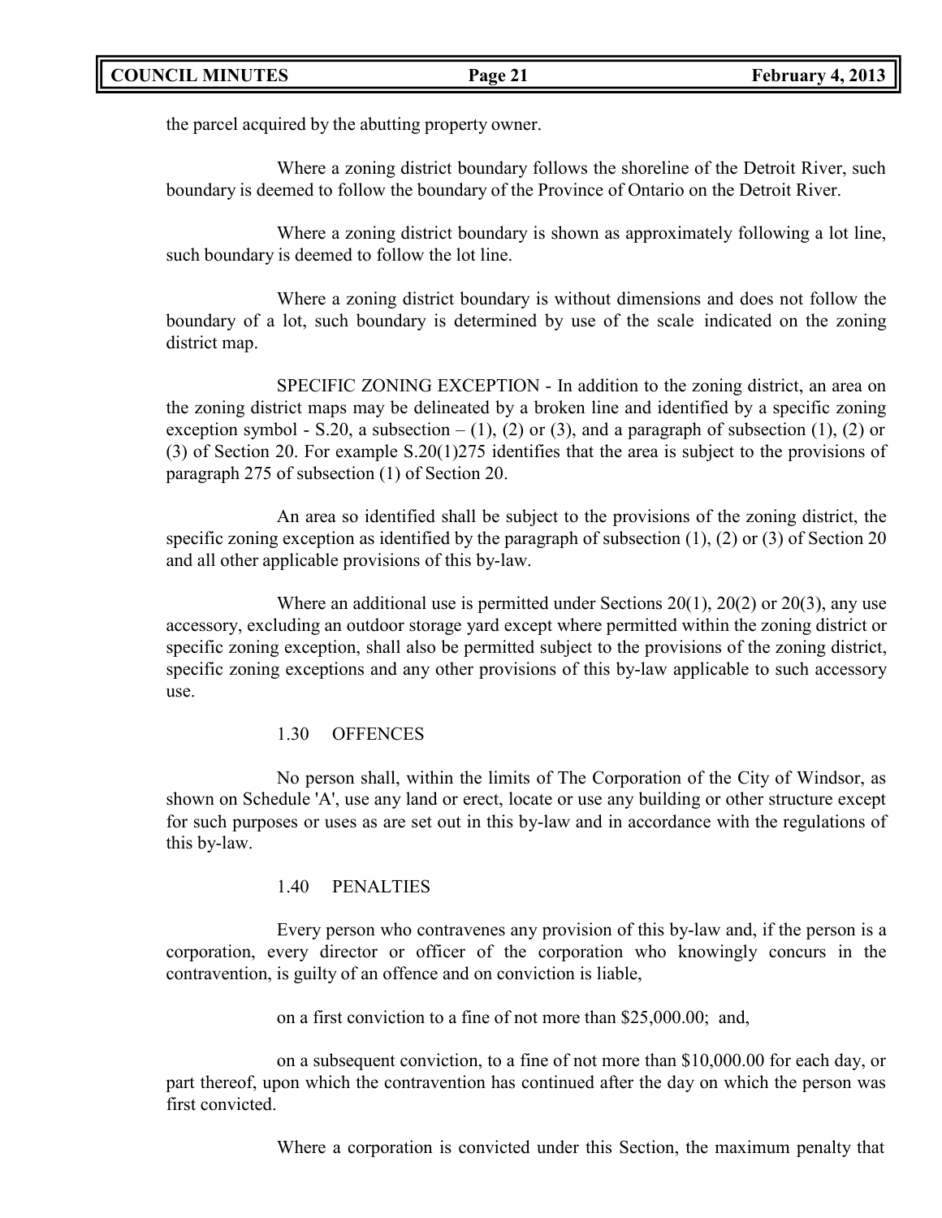the parcel acquired by the abutting property owner.

Where a zoning district boundary follows the shoreline of the Detroit River, such boundary is deemed to follow the boundary of the Province of Ontario on the Detroit River.

Where a zoning district boundary is shown as approximately following a lot line, such boundary is deemed to follow the lot line.

Where a zoning district boundary is without dimensions and does not follow the boundary of a lot, such boundary is determined by use of the scale indicated on the zoning district map.

SPECIFIC ZONING EXCEPTION - In addition to the zoning district, an area on the zoning district maps may be delineated by a broken line and identified by a specific zoning exception symbol - S.20, a subsection – (1), (2) or (3), and a paragraph of subsection (1), (2) or (3) of Section 20. For example S.20(1)275 identifies that the area is subject to the provisions of paragraph 275 of subsection (1) of Section 20.

An area so identified shall be subject to the provisions of the zoning district, the specific zoning exception as identified by the paragraph of subsection (1), (2) or (3) of Section 20 and all other applicable provisions of this by-law.

Where an additional use is permitted under Sections 20(1), 20(2) or 20(3), any use accessory, excluding an outdoor storage yard except where permitted within the zoning district or specific zoning exception, shall also be permitted subject to the provisions of the zoning district, specific zoning exceptions and any other provisions of this by-law applicable to such accessory use.

1.30 OFFENCES

No person shall, within the limits of The Corporation of the City of Windsor, as shown on Schedule 'A', use any land or erect, locate or use any building or other structure except for such purposes or uses as are set out in this by-law and in accordance with the regulations of this by-law.

1.40 PENALTIES

Every person who contravenes any provision of this by-law and, if the person is a corporation, every director or officer of the corporation who knowingly concurs in the contravention, is guilty of an offence and on conviction is liable,

on a first conviction to a fine of not more than $25,000.00; and,

on a subsequent conviction, to a fine of not more than $10,000.00 for each day, or part thereof, upon which the contravention has continued after the day on which the person was first convicted.

Where a corporation is convicted under this Section, the maximum penalty that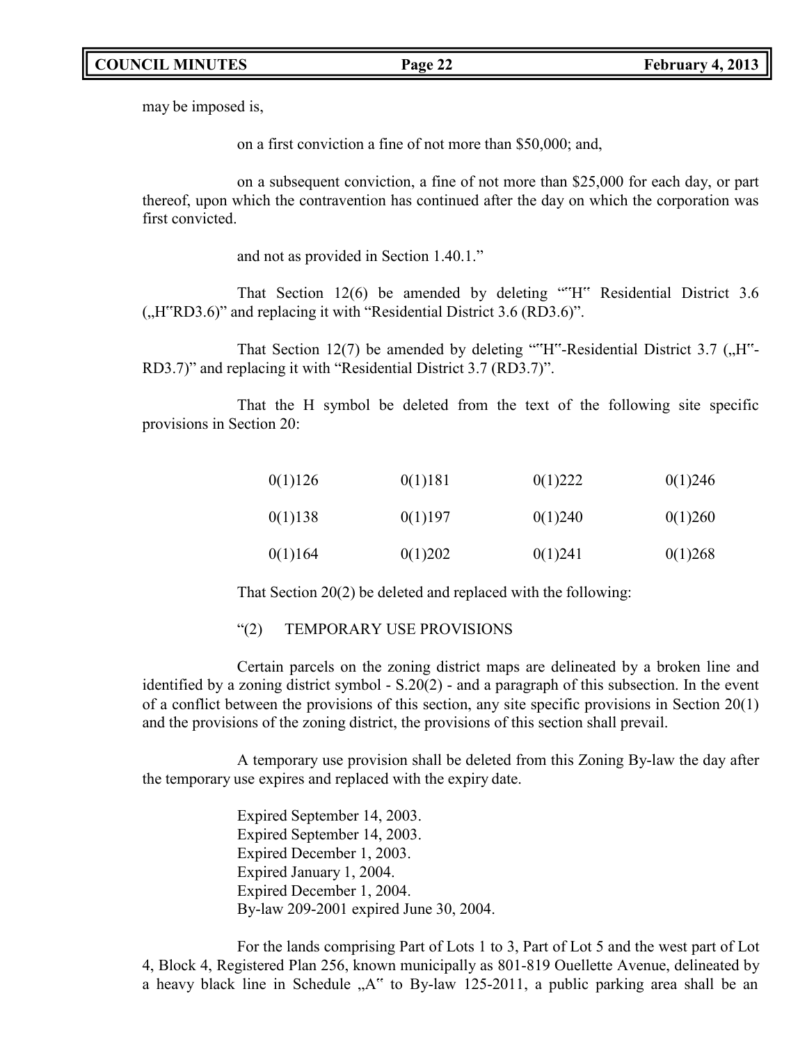may be imposed is,

on a first conviction a fine of not more than $50,000; and,

on a subsequent conviction, a fine of not more than $25,000 for each day, or part thereof, upon which the contravention has continued after the day on which the corporation was first convicted.

and not as provided in Section 1.40.1."

That Section 12(6) be amended by deleting ""H" Residential District 3.6 („H"RD3.6)" and replacing it with "Residential District 3.6 (RD3.6)".

That Section 12(7) be amended by deleting ""H"-Residential District 3.7 („H"-RD3.7)" and replacing it with "Residential District 3.7 (RD3.7)".

That the H symbol be deleted from the text of the following site specific provisions in Section 20:

| | | | |
|---|---|---|---|
| 0(1)126 | 0(1)181 | 0(1)222 | 0(1)246 |
| 0(1)138 | 0(1)197 | 0(1)240 | 0(1)260 |
| 0(1)164 | 0(1)202 | 0(1)241 | 0(1)268 |

That Section 20(2) be deleted and replaced with the following:

"(2) TEMPORARY USE PROVISIONS

Certain parcels on the zoning district maps are delineated by a broken line and identified by a zoning district symbol - S.20(2) - and a paragraph of this subsection. In the event of a conflict between the provisions of this section, any site specific provisions in Section 20(1) and the provisions of the zoning district, the provisions of this section shall prevail.

A temporary use provision shall be deleted from this Zoning By-law the day after the temporary use expires and replaced with the expiry date.

Expired September 14, 2003.
Expired September 14, 2003.
Expired December 1, 2003.
Expired January 1, 2004.
Expired December 1, 2004.
By-law 209-2001 expired June 30, 2004.

For the lands comprising Part of Lots 1 to 3, Part of Lot 5 and the west part of Lot 4, Block 4, Registered Plan 256, known municipally as 801-819 Ouellette Avenue, delineated by a heavy black line in Schedule „A" to By-law 125-2011, a public parking area shall be an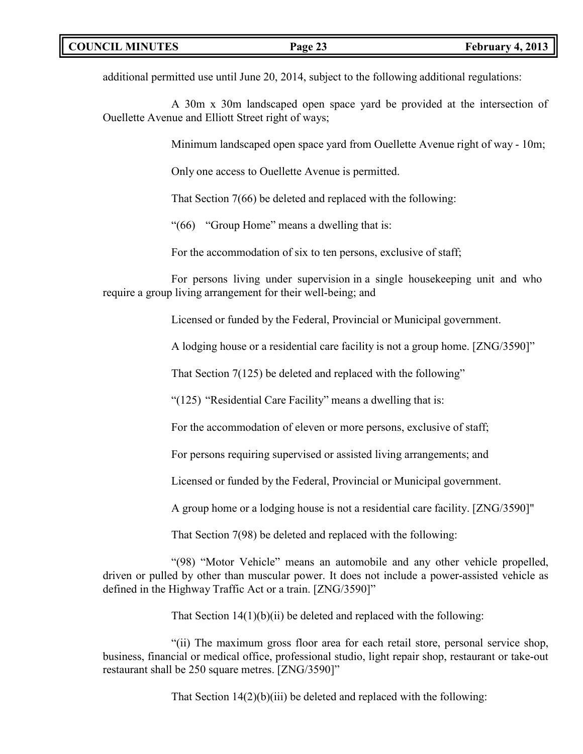additional permitted use until June 20, 2014, subject to the following additional regulations:

A 30m x 30m landscaped open space yard be provided at the intersection of Ouellette Avenue and Elliott Street right of ways;

Minimum landscaped open space yard from Ouellette Avenue right of way - 10m;

Only one access to Ouellette Avenue is permitted.

That Section 7(66) be deleted and replaced with the following:

"(66) "Group Home" means a dwelling that is:

For the accommodation of six to ten persons, exclusive of staff;

For persons living under supervision in a single housekeeping unit and who require a group living arrangement for their well-being; and

Licensed or funded by the Federal, Provincial or Municipal government.

A lodging house or a residential care facility is not a group home. [ZNG/3590]"

That Section 7(125) be deleted and replaced with the following"

"(125) "Residential Care Facility" means a dwelling that is:

For the accommodation of eleven or more persons, exclusive of staff;

For persons requiring supervised or assisted living arrangements; and

Licensed or funded by the Federal, Provincial or Municipal government.

A group home or a lodging house is not a residential care facility. [ZNG/3590]"

That Section 7(98) be deleted and replaced with the following:

"(98) "Motor Vehicle" means an automobile and any other vehicle propelled, driven or pulled by other than muscular power. It does not include a power-assisted vehicle as defined in the Highway Traffic Act or a train. [ZNG/3590]"

That Section 14(1)(b)(ii) be deleted and replaced with the following:

"(ii) The maximum gross floor area for each retail store, personal service shop, business, financial or medical office, professional studio, light repair shop, restaurant or take-out restaurant shall be 250 square metres. [ZNG/3590]"

That Section 14(2)(b)(iii) be deleted and replaced with the following: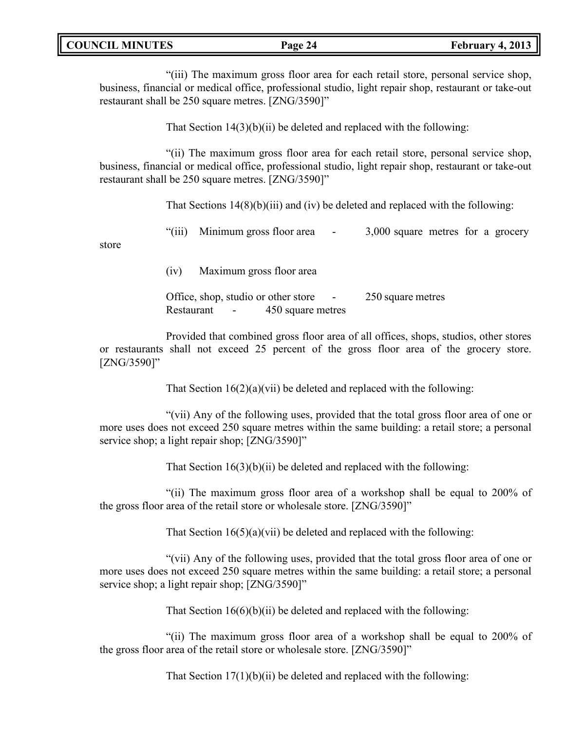"(iii) The maximum gross floor area for each retail store, personal service shop, business, financial or medical office, professional studio, light repair shop, restaurant or take-out restaurant shall be 250 square metres. [ZNG/3590]"

That Section 14(3)(b)(ii) be deleted and replaced with the following:

"(ii) The maximum gross floor area for each retail store, personal service shop, business, financial or medical office, professional studio, light repair shop, restaurant or take-out restaurant shall be 250 square metres. [ZNG/3590]"

That Sections 14(8)(b)(iii) and (iv) be deleted and replaced with the following:

"(iii) Minimum gross floor area - 3,000 square metres for a grocery store

(iv) Maximum gross floor area

Office, shop, studio or other store - 250 square metres
Restaurant - 450 square metres

Provided that combined gross floor area of all offices, shops, studios, other stores or restaurants shall not exceed 25 percent of the gross floor area of the grocery store. [ZNG/3590]"

That Section 16(2)(a)(vii) be deleted and replaced with the following:

"(vii) Any of the following uses, provided that the total gross floor area of one or more uses does not exceed 250 square metres within the same building: a retail store; a personal service shop; a light repair shop; [ZNG/3590]"

That Section 16(3)(b)(ii) be deleted and replaced with the following:

"(ii) The maximum gross floor area of a workshop shall be equal to 200% of the gross floor area of the retail store or wholesale store. [ZNG/3590]"

That Section 16(5)(a)(vii) be deleted and replaced with the following:

"(vii) Any of the following uses, provided that the total gross floor area of one or more uses does not exceed 250 square metres within the same building: a retail store; a personal service shop; a light repair shop; [ZNG/3590]"

That Section 16(6)(b)(ii) be deleted and replaced with the following:

"(ii) The maximum gross floor area of a workshop shall be equal to 200% of the gross floor area of the retail store or wholesale store. [ZNG/3590]"

That Section 17(1)(b)(ii) be deleted and replaced with the following: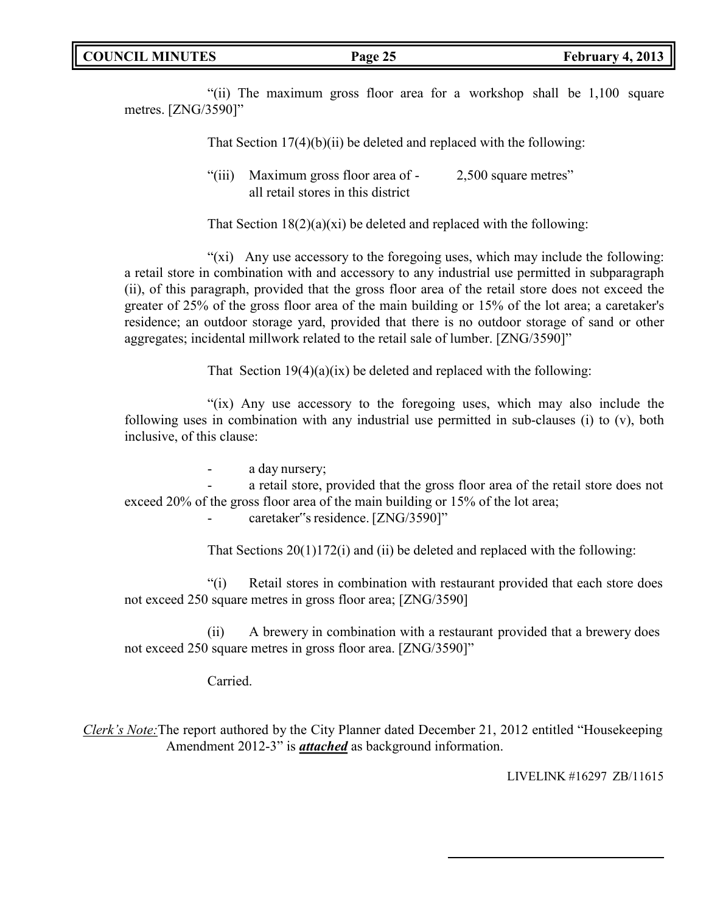"(ii) The maximum gross floor area for a workshop shall be 1,100 square metres. [ZNG/3590]"

That Section 17(4)(b)(ii) be deleted and replaced with the following:

"(iii) Maximum gross floor area of - all retail stores in this district 2,500 square metres"

That Section 18(2)(a)(xi) be deleted and replaced with the following:

"(xi) Any use accessory to the foregoing uses, which may include the following: a retail store in combination with and accessory to any industrial use permitted in subparagraph (ii), of this paragraph, provided that the gross floor area of the retail store does not exceed the greater of 25% of the gross floor area of the main building or 15% of the lot area; a caretaker's residence; an outdoor storage yard, provided that there is no outdoor storage of sand or other aggregates; incidental millwork related to the retail sale of lumber. [ZNG/3590]"

That Section 19(4)(a)(ix) be deleted and replaced with the following:

"(ix) Any use accessory to the foregoing uses, which may also include the following uses in combination with any industrial use permitted in sub-clauses (i) to (v), both inclusive, of this clause:

- a day nursery;
- a retail store, provided that the gross floor area of the retail store does not exceed 20% of the gross floor area of the main building or 15% of the lot area;
- caretaker"s residence. [ZNG/3590]"

That Sections 20(1)172(i) and (ii) be deleted and replaced with the following:

"(i) Retail stores in combination with restaurant provided that each store does not exceed 250 square metres in gross floor area; [ZNG/3590]

(ii) A brewery in combination with a restaurant provided that a brewery does not exceed 250 square metres in gross floor area. [ZNG/3590]"

Carried.

*Clerk's Note:* The report authored by the City Planner dated December 21, 2012 entitled "Housekeeping Amendment 2012-3" is ***attached*** as background information.

LIVELINK #16297 ZB/11615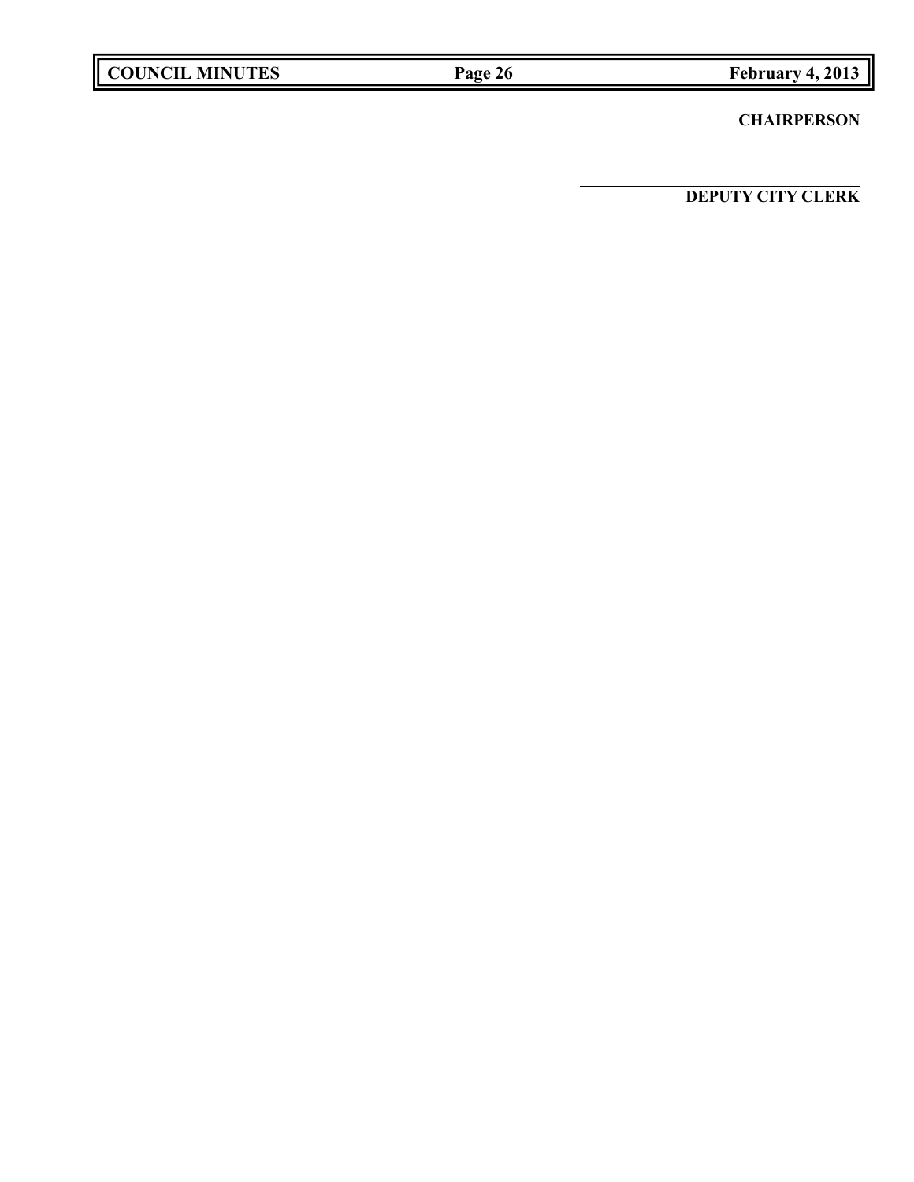**CHAIRPERSON**

---

**DEPUTY CITY CLERK**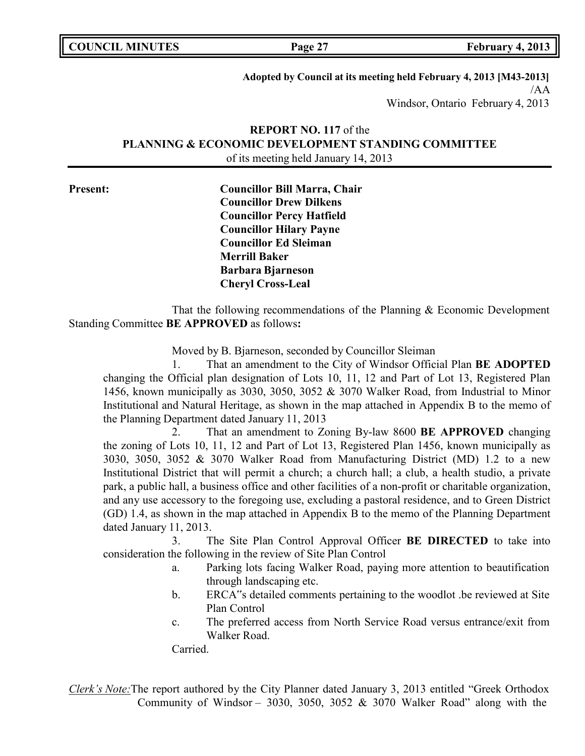**Adopted by Council at its meeting held February 4, 2013 [M43-2013]**
/AA
Windsor, Ontario February 4, 2013

**REPORT NO. 117** of the
**PLANNING & ECONOMIC DEVELOPMENT STANDING COMMITTEE**
of its meeting held January 14, 2013

**Present:** **Councillor Bill Marra, Chair**
**Councillor Drew Dilkens**
**Councillor Percy Hatfield**
**Councillor Hilary Payne**
**Councillor Ed Sleiman**
**Merrill Baker**
**Barbara Bjarneson**
**Cheryl Cross-Leal**

That the following recommendations of the Planning & Economic Development Standing Committee **BE APPROVED** as follows**:**

Moved by B. Bjarneson, seconded by Councillor Sleiman

1. That an amendment to the City of Windsor Official Plan **BE ADOPTED** changing the Official plan designation of Lots 10, 11, 12 and Part of Lot 13, Registered Plan 1456, known municipally as 3030, 3050, 3052 & 3070 Walker Road, from Industrial to Minor Institutional and Natural Heritage, as shown in the map attached in Appendix B to the memo of the Planning Department dated January 11, 2013

2. That an amendment to Zoning By-law 8600 **BE APPROVED** changing the zoning of Lots 10, 11, 12 and Part of Lot 13, Registered Plan 1456, known municipally as 3030, 3050, 3052 & 3070 Walker Road from Manufacturing District (MD) 1.2 to a new Institutional District that will permit a church; a church hall; a club, a health studio, a private park, a public hall, a business office and other facilities of a non-profit or charitable organization, and any use accessory to the foregoing use, excluding a pastoral residence, and to Green District (GD) 1.4, as shown in the map attached in Appendix B to the memo of the Planning Department dated January 11, 2013.

3. The Site Plan Control Approval Officer **BE DIRECTED** to take into consideration the following in the review of Site Plan Control

   a. Parking lots facing Walker Road, paying more attention to beautification through landscaping etc.

   b. ERCA‟s detailed comments pertaining to the woodlot .be reviewed at Site Plan Control

   c. The preferred access from North Service Road versus entrance/exit from Walker Road.

Carried.

*Clerk's Note:* The report authored by the City Planner dated January 3, 2013 entitled "Greek Orthodox Community of Windsor – 3030, 3050, 3052 & 3070 Walker Road" along with the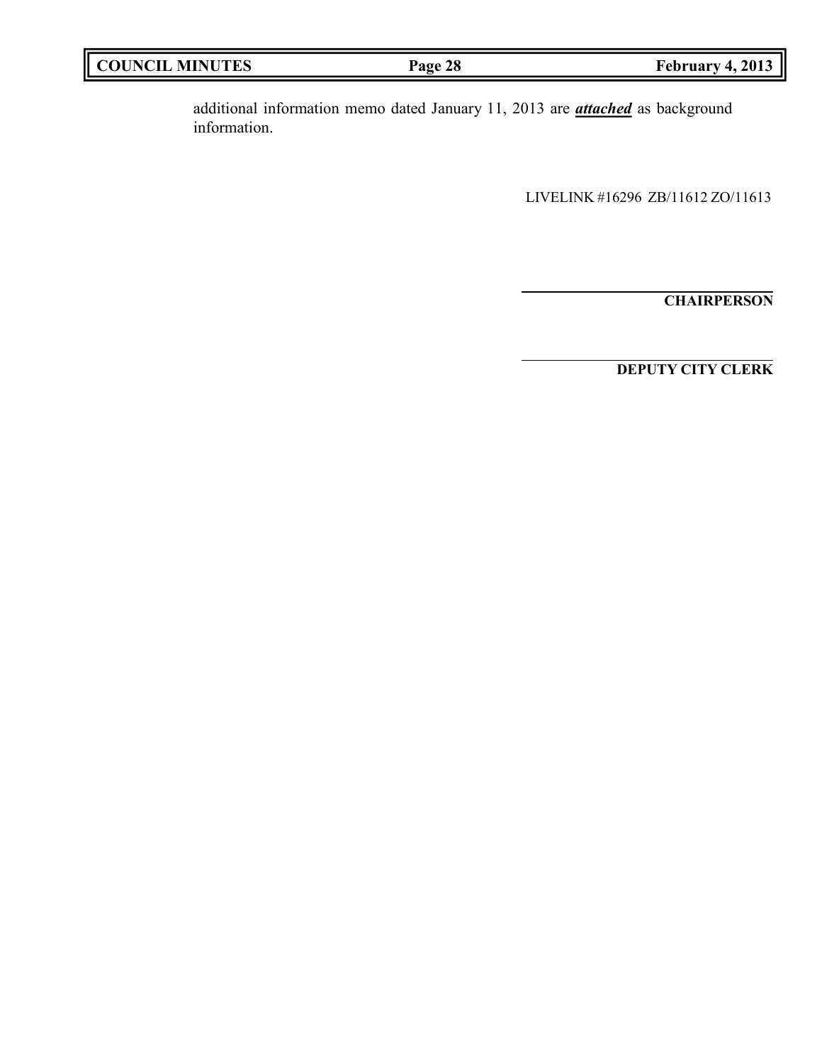additional information memo dated January 11, 2013 are ***attached*** as background information.

LIVELINK #16296 ZB/11612 ZO/11613

**CHAIRPERSON**

**DEPUTY CITY CLERK**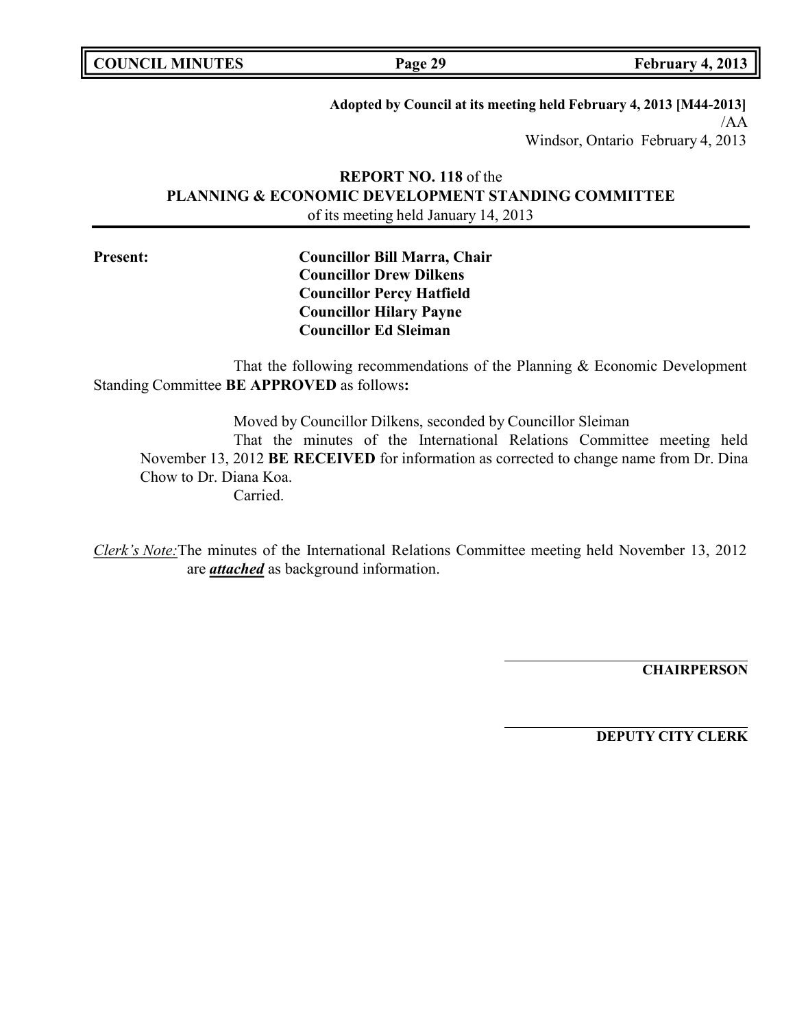**Adopted by Council at its meeting held February 4, 2013 [M44-2013]**
/AA
Windsor, Ontario February 4, 2013

**REPORT NO. 118** of the
**PLANNING & ECONOMIC DEVELOPMENT STANDING COMMITTEE**
of its meeting held January 14, 2013

**Present:**
**Councillor Bill Marra, Chair**
**Councillor Drew Dilkens**
**Councillor Percy Hatfield**
**Councillor Hilary Payne**
**Councillor Ed Sleiman**

That the following recommendations of the Planning & Economic Development Standing Committee **BE APPROVED** as follows**:**

Moved by Councillor Dilkens, seconded by Councillor Sleiman
That the minutes of the International Relations Committee meeting held November 13, 2012 **BE RECEIVED** for information as corrected to change name from Dr. Dina Chow to Dr. Diana Koa.
Carried.

*Clerk's Note:* The minutes of the International Relations Committee meeting held November 13, 2012 are ***attached*** as background information.

**CHAIRPERSON**

**DEPUTY CITY CLERK**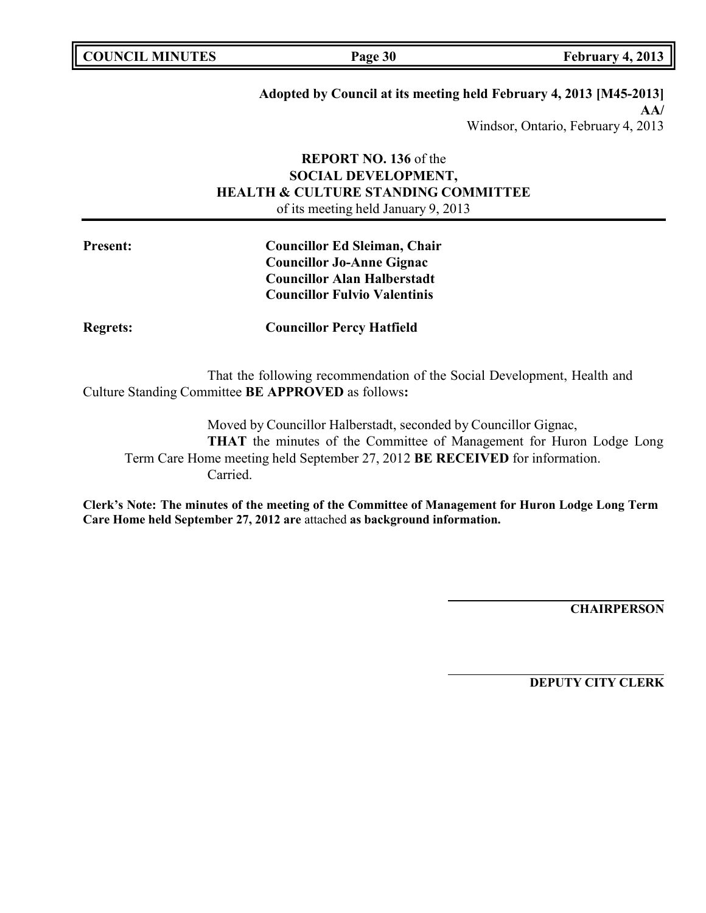**Adopted by Council at its meeting held February 4, 2013 [M45-2013]**
**AA/**
Windsor, Ontario, February 4, 2013

**REPORT NO. 136** of the
**SOCIAL DEVELOPMENT,**
**HEALTH & CULTURE STANDING COMMITTEE**
of its meeting held January 9, 2013

**Present:** **Councillor Ed Sleiman, Chair**
**Councillor Jo-Anne Gignac**
**Councillor Alan Halberstadt**
**Councillor Fulvio Valentinis**

**Regrets:** **Councillor Percy Hatfield**

That the following recommendation of the Social Development, Health and Culture Standing Committee **BE APPROVED** as follows**:**

Moved by Councillor Halberstadt, seconded by Councillor Gignac,
**THAT** the minutes of the Committee of Management for Huron Lodge Long Term Care Home meeting held September 27, 2012 **BE RECEIVED** for information.
Carried.

**Clerk's Note: The minutes of the meeting of the Committee of Management for Huron Lodge Long Term Care Home held September 27, 2012 are** attached **as background information.**

**CHAIRPERSON**

**DEPUTY CITY CLERK**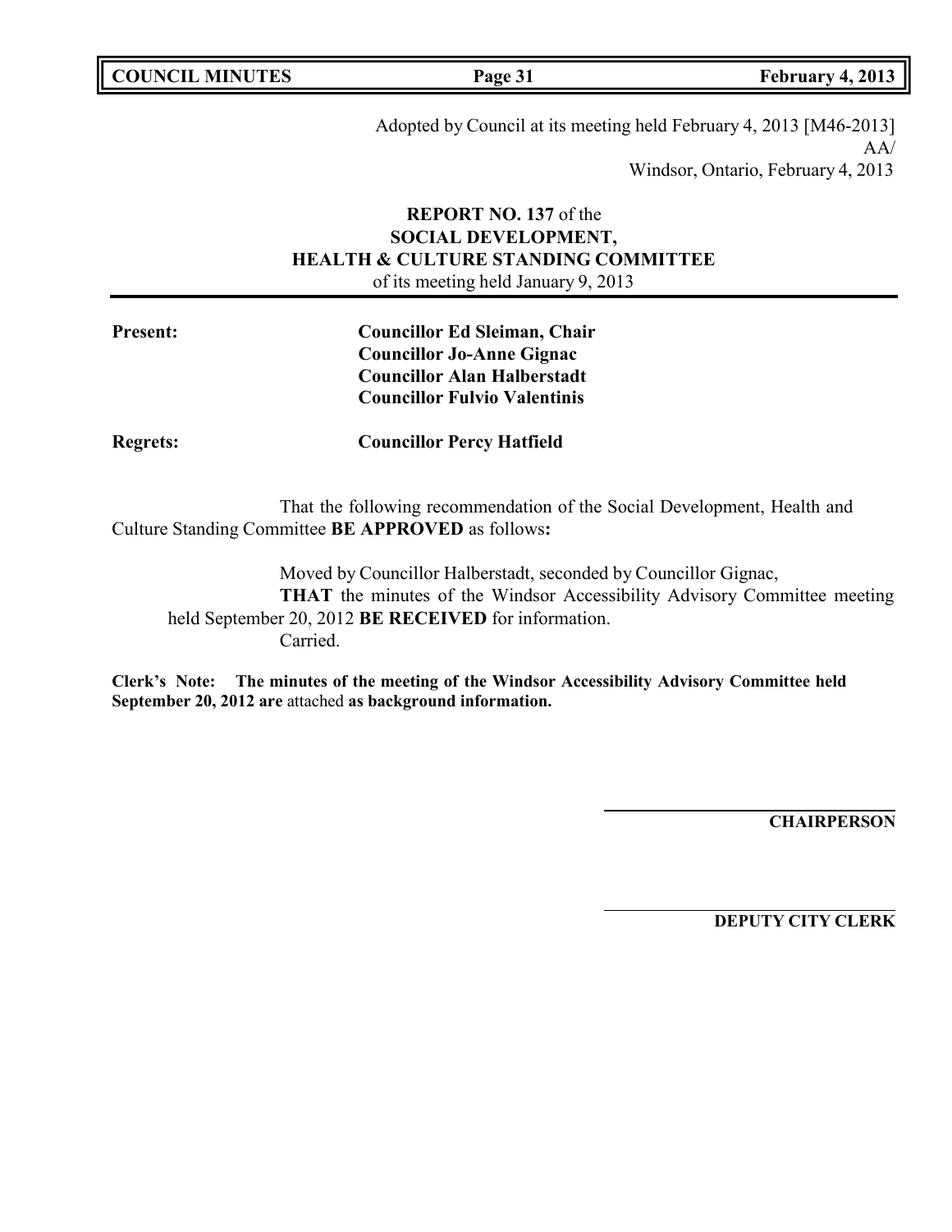Adopted by Council at its meeting held February 4, 2013 [M46-2013]
AA/
Windsor, Ontario, February 4, 2013

**REPORT NO. 137** of the
**SOCIAL DEVELOPMENT,**
**HEALTH & CULTURE STANDING COMMITTEE**
of its meeting held January 9, 2013

**Present:** **Councillor Ed Sleiman, Chair**
**Councillor Jo-Anne Gignac**
**Councillor Alan Halberstadt**
**Councillor Fulvio Valentinis**

**Regrets:** **Councillor Percy Hatfield**

That the following recommendation of the Social Development, Health and Culture Standing Committee **BE APPROVED** as follows**:**

Moved by Councillor Halberstadt, seconded by Councillor Gignac,
**THAT** the minutes of the Windsor Accessibility Advisory Committee meeting held September 20, 2012 **BE RECEIVED** for information.
Carried.

**Clerk's Note: The minutes of the meeting of the Windsor Accessibility Advisory Committee held September 20, 2012 are** attached **as background information.**

**CHAIRPERSON**

**DEPUTY CITY CLERK**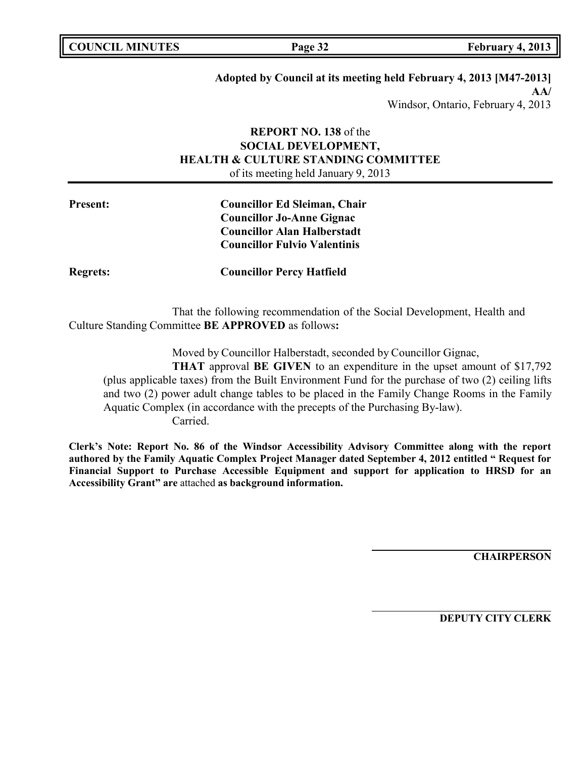**Adopted by Council at its meeting held February 4, 2013 [M47-2013]**
**AA/**
Windsor, Ontario, February 4, 2013

**REPORT NO. 138** of the
**SOCIAL DEVELOPMENT,**
**HEALTH & CULTURE STANDING COMMITTEE**
of its meeting held January 9, 2013

**Present:** **Councillor Ed Sleiman, Chair**
**Councillor Jo-Anne Gignac**
**Councillor Alan Halberstadt**
**Councillor Fulvio Valentinis**

**Regrets:** **Councillor Percy Hatfield**

That the following recommendation of the Social Development, Health and Culture Standing Committee **BE APPROVED** as follows**:**

Moved by Councillor Halberstadt, seconded by Councillor Gignac,

**THAT** approval **BE GIVEN** to an expenditure in the upset amount of $17,792 (plus applicable taxes) from the Built Environment Fund for the purchase of two (2) ceiling lifts and two (2) power adult change tables to be placed in the Family Change Rooms in the Family Aquatic Complex (in accordance with the precepts of the Purchasing By-law).

Carried.

**Clerk's Note: Report No. 86 of the Windsor Accessibility Advisory Committee along with the report authored by the Family Aquatic Complex Project Manager dated September 4, 2012 entitled " Request for Financial Support to Purchase Accessible Equipment and support for application to HRSD for an Accessibility Grant" are** attached **as background information.**

**CHAIRPERSON**

**DEPUTY CITY CLERK**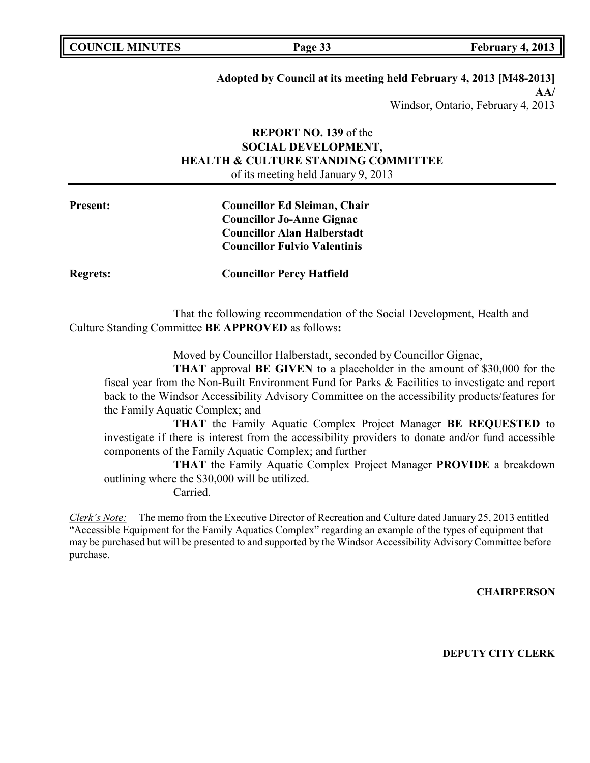**Adopted by Council at its meeting held February 4, 2013 [M48-2013]**
**AA/**
Windsor, Ontario, February 4, 2013

**REPORT NO. 139** of the
**SOCIAL DEVELOPMENT,**
**HEALTH & CULTURE STANDING COMMITTEE**
of its meeting held January 9, 2013

**Present:** **Councillor Ed Sleiman, Chair**
**Councillor Jo-Anne Gignac**
**Councillor Alan Halberstadt**
**Councillor Fulvio Valentinis**

**Regrets:** **Councillor Percy Hatfield**

That the following recommendation of the Social Development, Health and Culture Standing Committee **BE APPROVED** as follows**:**

Moved by Councillor Halberstadt, seconded by Councillor Gignac,

**THAT** approval **BE GIVEN** to a placeholder in the amount of $30,000 for the fiscal year from the Non-Built Environment Fund for Parks & Facilities to investigate and report back to the Windsor Accessibility Advisory Committee on the accessibility products/features for the Family Aquatic Complex; and

**THAT** the Family Aquatic Complex Project Manager **BE REQUESTED** to investigate if there is interest from the accessibility providers to donate and/or fund accessible components of the Family Aquatic Complex; and further

**THAT** the Family Aquatic Complex Project Manager **PROVIDE** a breakdown outlining where the $30,000 will be utilized.

Carried.

*Clerk's Note:* The memo from the Executive Director of Recreation and Culture dated January 25, 2013 entitled "Accessible Equipment for the Family Aquatics Complex" regarding an example of the types of equipment that may be purchased but will be presented to and supported by the Windsor Accessibility Advisory Committee before purchase.

**CHAIRPERSON**

**DEPUTY CITY CLERK**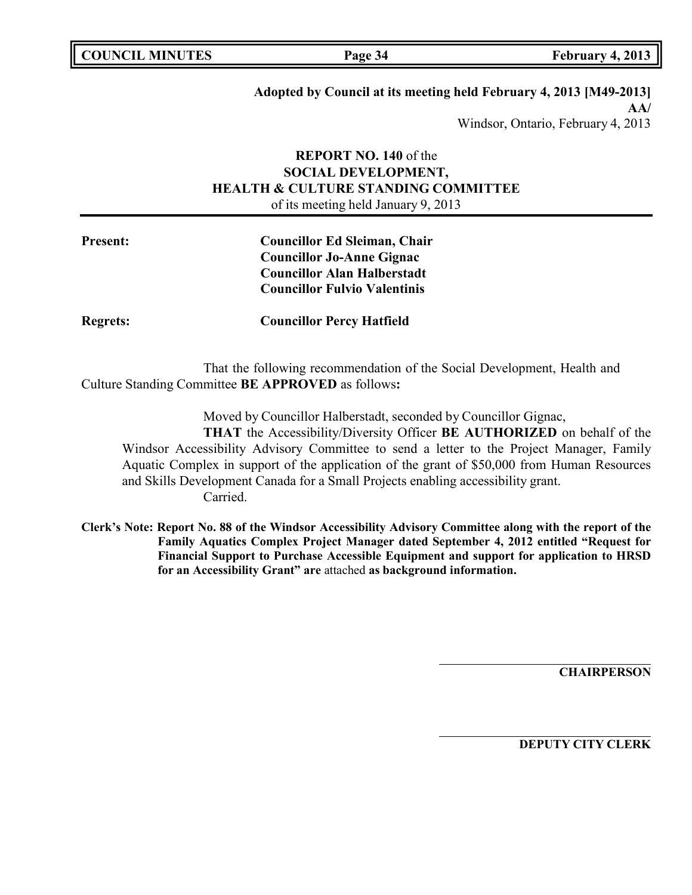**Adopted by Council at its meeting held February 4, 2013 [M49-2013]**
**AA/**
Windsor, Ontario, February 4, 2013

**REPORT NO. 140** of the
**SOCIAL DEVELOPMENT,**
**HEALTH & CULTURE STANDING COMMITTEE**
of its meeting held January 9, 2013

**Present:** **Councillor Ed Sleiman, Chair**
**Councillor Jo-Anne Gignac**
**Councillor Alan Halberstadt**
**Councillor Fulvio Valentinis**

**Regrets:** **Councillor Percy Hatfield**

That the following recommendation of the Social Development, Health and Culture Standing Committee **BE APPROVED** as follows**:**

Moved by Councillor Halberstadt, seconded by Councillor Gignac,

**THAT** the Accessibility/Diversity Officer **BE AUTHORIZED** on behalf of the Windsor Accessibility Advisory Committee to send a letter to the Project Manager, Family Aquatic Complex in support of the application of the grant of $50,000 from Human Resources and Skills Development Canada for a Small Projects enabling accessibility grant.

Carried.

**Clerk's Note: Report No. 88 of the Windsor Accessibility Advisory Committee along with the report of the Family Aquatics Complex Project Manager dated September 4, 2012 entitled "Request for Financial Support to Purchase Accessible Equipment and support for application to HRSD for an Accessibility Grant" are** attached **as background information.**

**CHAIRPERSON**

**DEPUTY CITY CLERK**